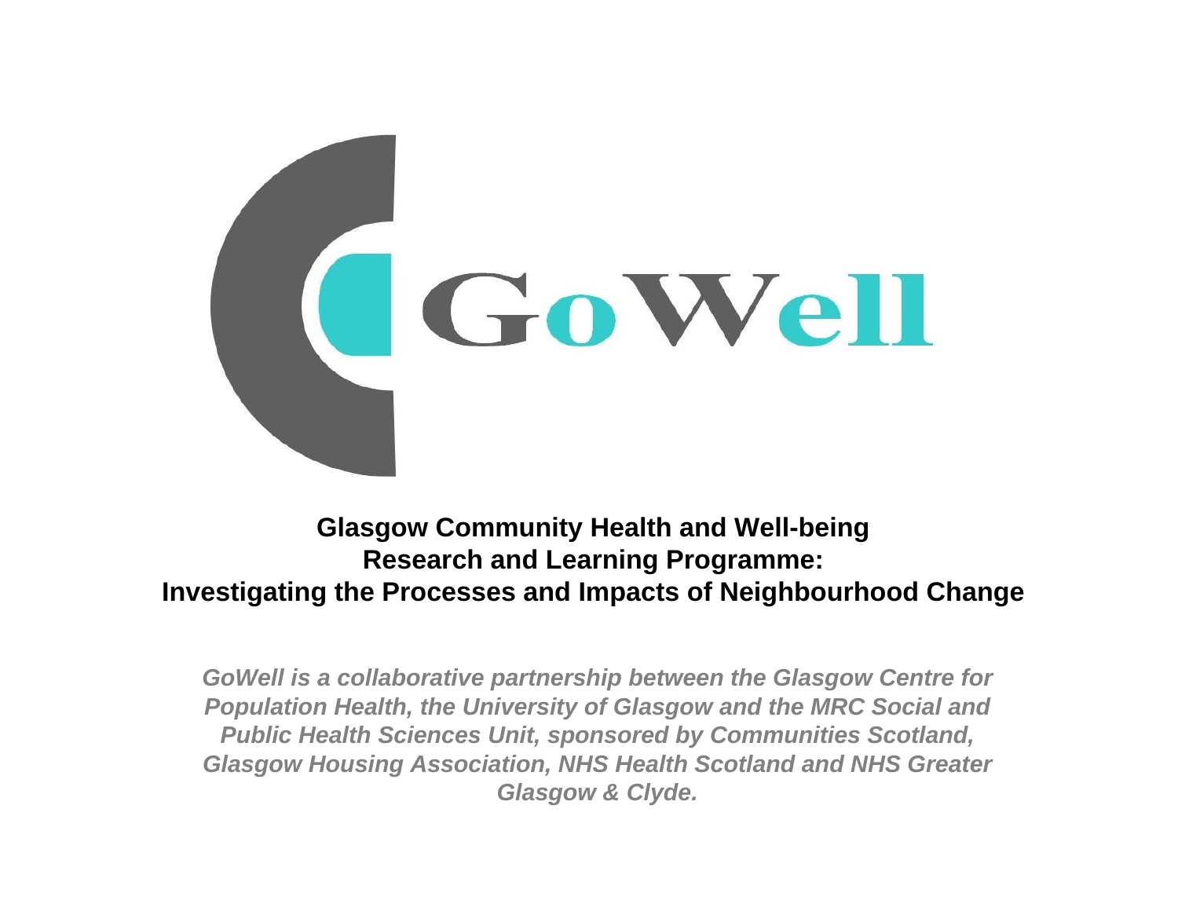# GoWell

## Glasgow Community Health and Well-being Research and Learning Programme: Investigating the Processes and Impacts of Neighbourhood Change

***GoWell is a collaborative partnership between the Glasgow Centre for Population Health, the University of Glasgow and the MRC Social and Public Health Sciences Unit, sponsored by Communities Scotland, Glasgow Housing Association, NHS Health Scotland and NHS Greater Glasgow & Clyde.***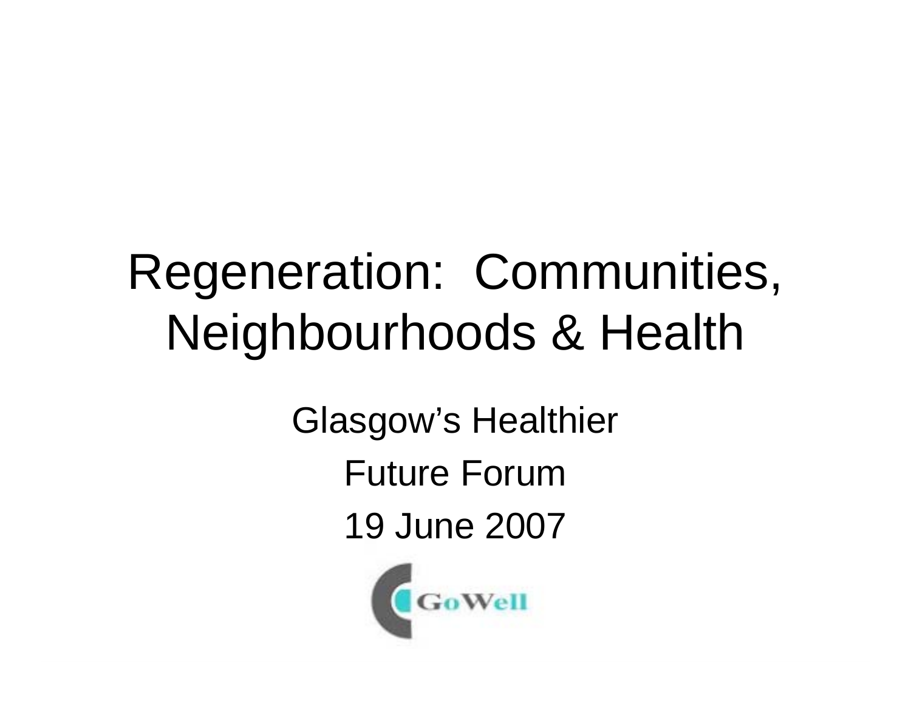# Regeneration: Communities, Neighbourhoods & Health

Glasgow's Healthier

Future Forum

19 June 2007

GoWell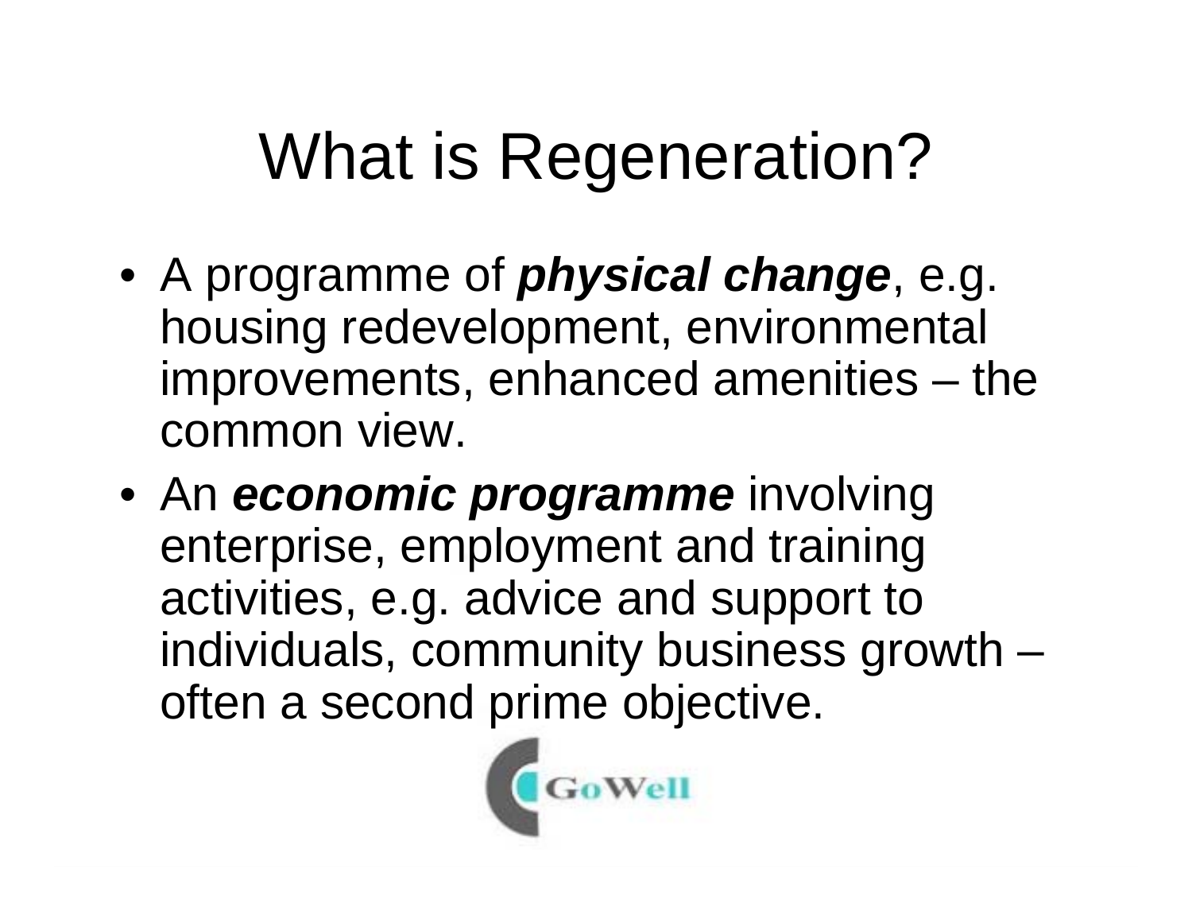# What is Regeneration?

- A programme of ***physical change***, e.g. housing redevelopment, environmental improvements, enhanced amenities – the common view.
- An ***economic programme*** involving enterprise, employment and training activities, e.g. advice and support to individuals, community business growth – often a second prime objective.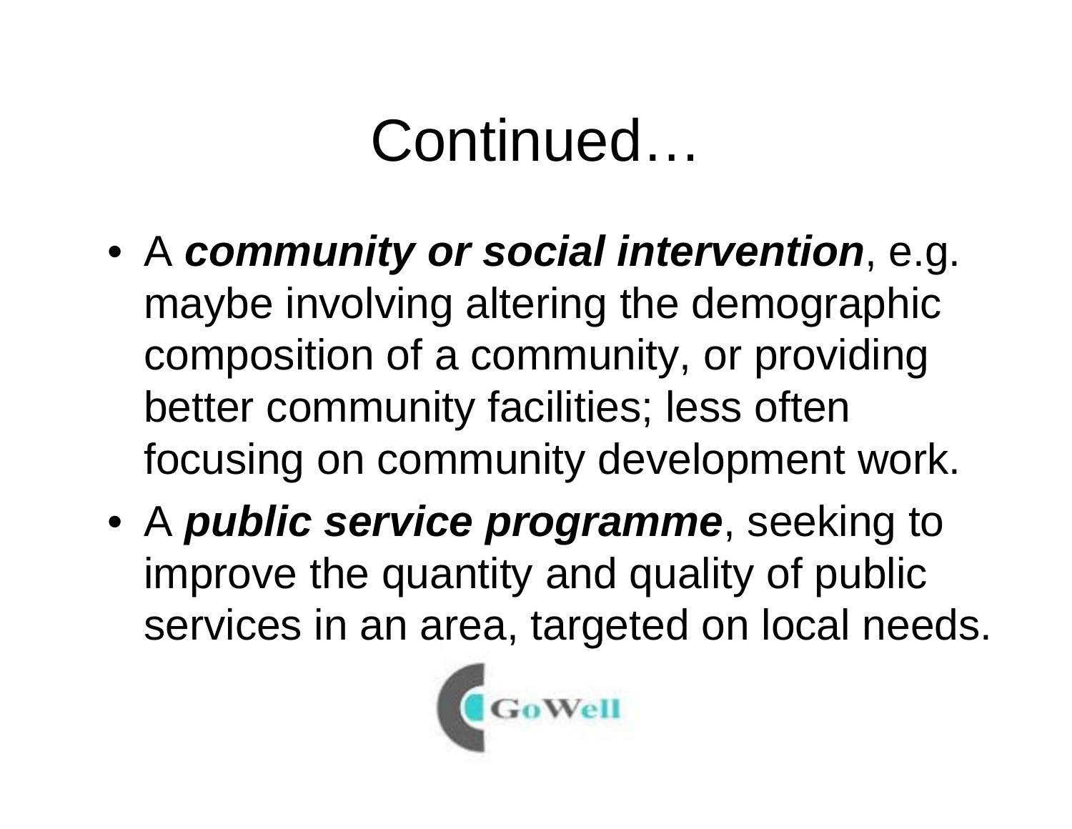# Continued…

- A ***community or social intervention***, e.g. maybe involving altering the demographic composition of a community, or providing better community facilities; less often focusing on community development work.
- A ***public service programme***, seeking to improve the quantity and quality of public services in an area, targeted on local needs.

GoWell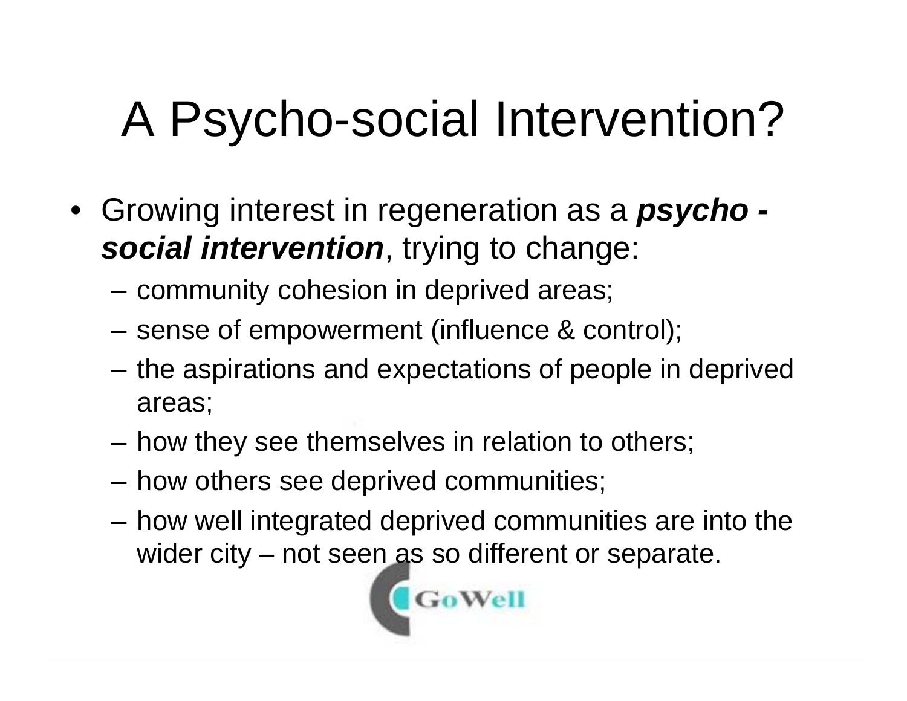# A Psycho-social Intervention?

- Growing interest in regeneration as a ***psycho - social intervention***, trying to change:
  - community cohesion in deprived areas;
  - sense of empowerment (influence & control);
  - the aspirations and expectations of people in deprived areas;
  - how they see themselves in relation to others;
  - how others see deprived communities;
  - how well integrated deprived communities are into the wider city – not seen as so different or separate.

GoWell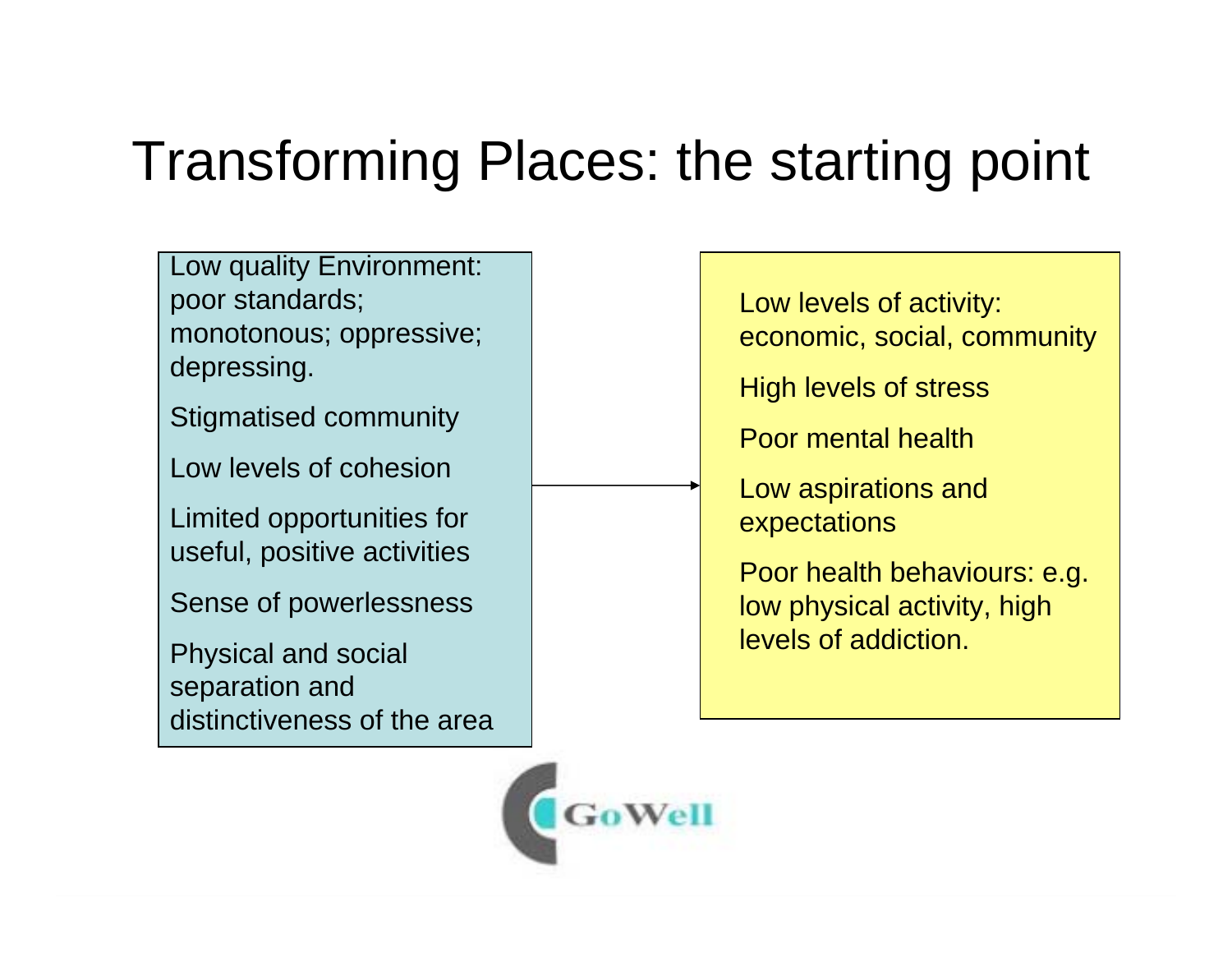# Transforming Places: the starting point

Low quality Environment: poor standards; monotonous; oppressive; depressing.

Stigmatised community

Low levels of cohesion

Limited opportunities for useful, positive activities

Sense of powerlessness

Physical and social separation and distinctiveness of the area

→

Low levels of activity: economic, social, community

High levels of stress

Poor mental health

Low aspirations and expectations

Poor health behaviours: e.g. low physical activity, high levels of addiction.

GoWell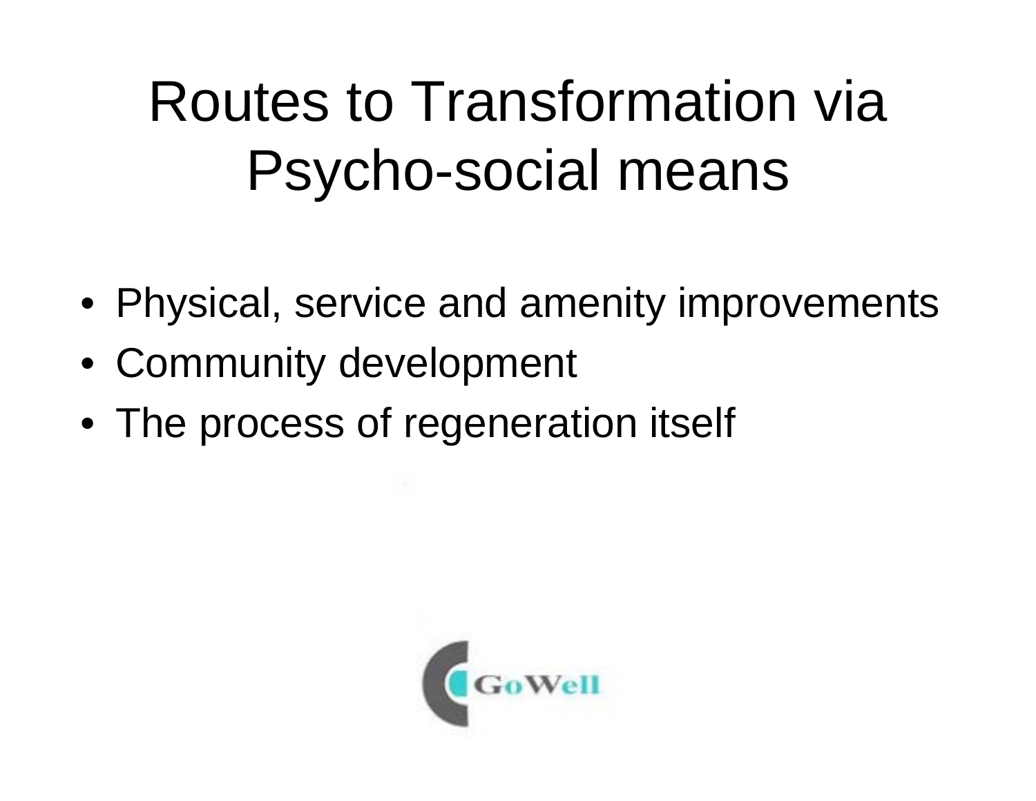# Routes to Transformation via Psycho-social means

- Physical, service and amenity improvements
- Community development
- The process of regeneration itself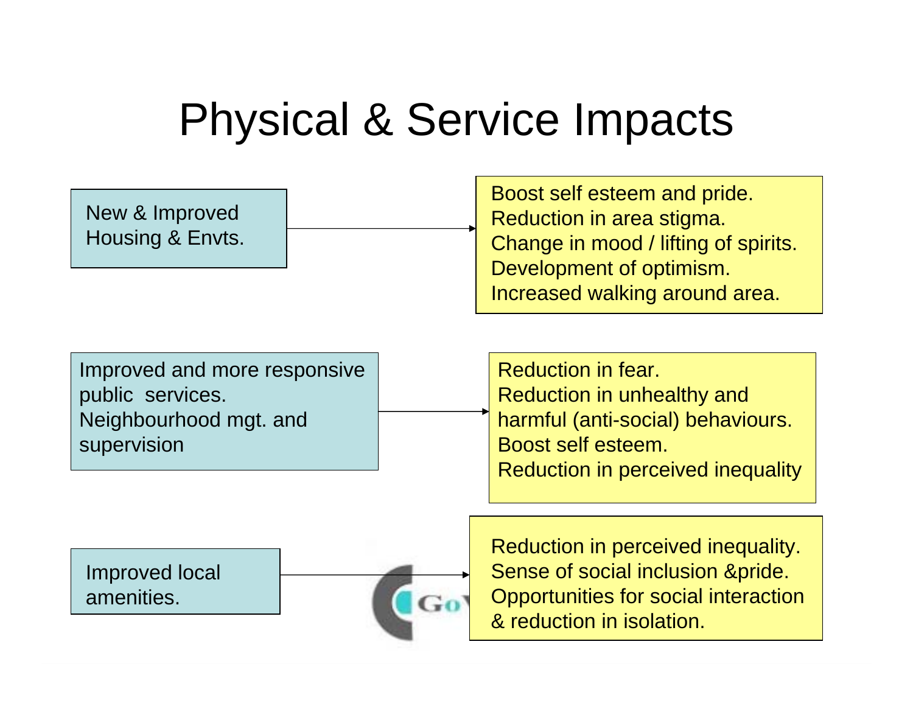# Physical & Service Impacts

| Input | Impacts |
| --- | --- |
| New & Improved Housing & Envts. | Boost self esteem and pride.<br>Reduction in area stigma.<br>Change in mood / lifting of spirits.<br>Development of optimism.<br>Increased walking around area. |
| Improved and more responsive public services.<br>Neighbourhood mgt. and supervision | Reduction in fear.<br>Reduction in unhealthy and harmful (anti-social) behaviours.<br>Boost self esteem.<br>Reduction in perceived inequality |
| Improved local amenities. | Reduction in perceived inequality.<br>Sense of social inclusion &pride.<br>Opportunities for social interaction & reduction in isolation. |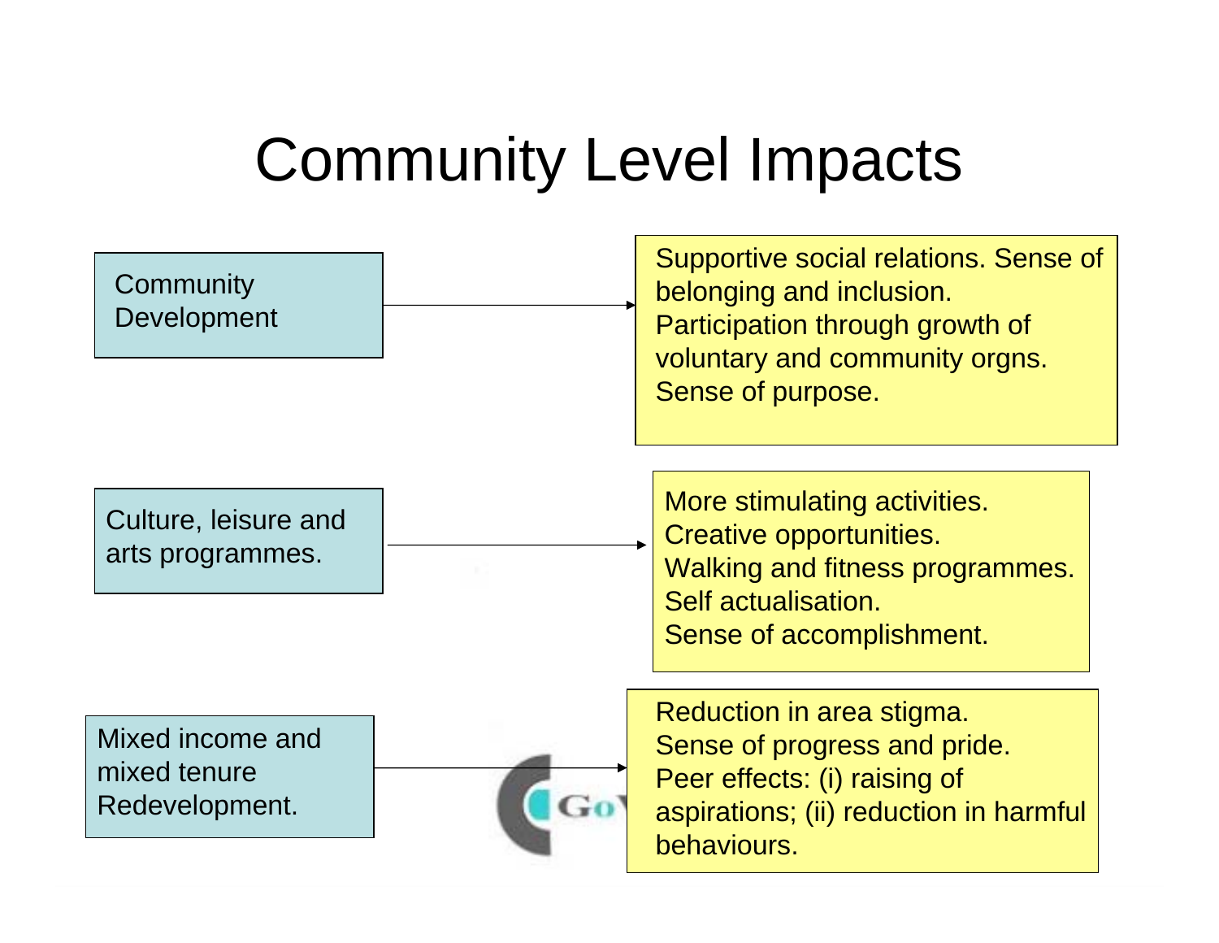# Community Level Impacts

| | |
|---|---|
| Community Development | → Supportive social relations. Sense of belonging and inclusion. Participation through growth of voluntary and community orgns. Sense of purpose. |
| Culture, leisure and arts programmes. | → More stimulating activities. Creative opportunities. Walking and fitness programmes. Self actualisation. Sense of accomplishment. |
| Mixed income and mixed tenure Redevelopment. | → Reduction in area stigma. Sense of progress and pride. Peer effects: (i) raising of aspirations; (ii) reduction in harmful behaviours. |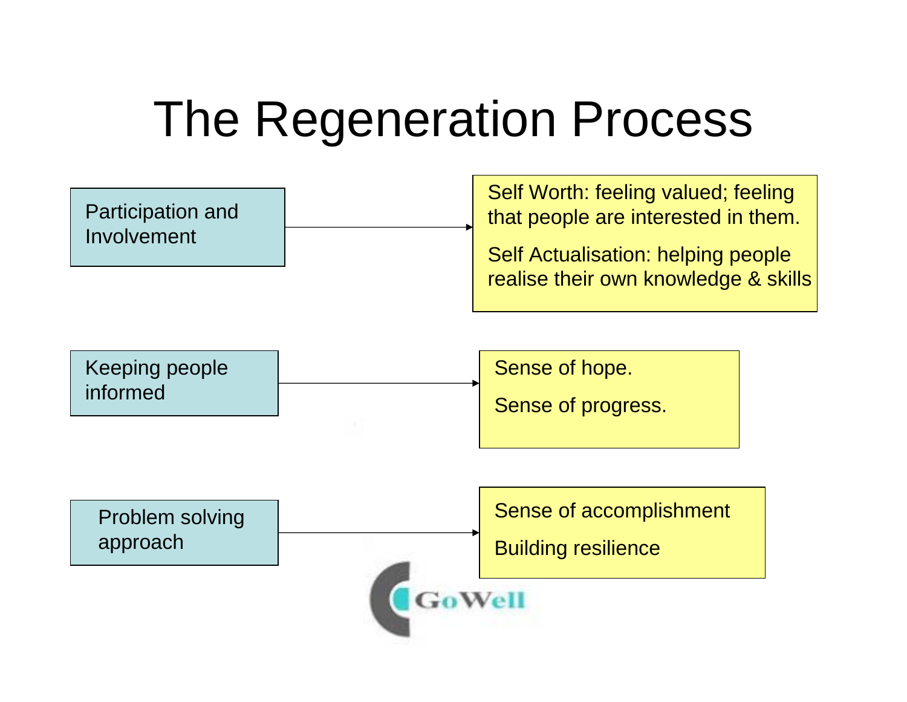# The Regeneration Process

| Input | Outcome |
|---|---|
| Participation and Involvement | Self Worth: feeling valued; feeling that people are interested in them. Self Actualisation: helping people realise their own knowledge & skills |
| Keeping people informed | Sense of hope. Sense of progress. |
| Problem solving approach | Sense of accomplishment. Building resilience |

GoWell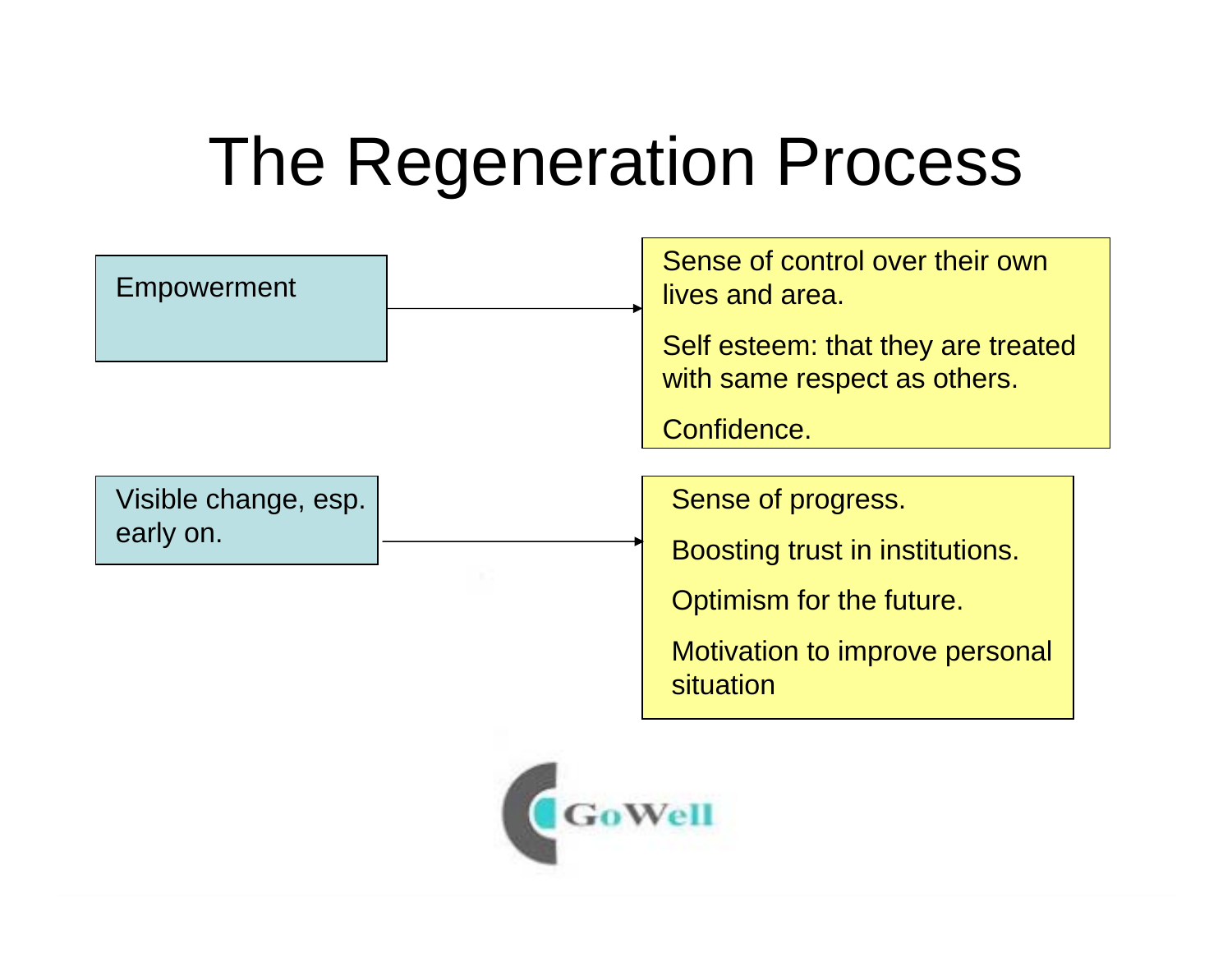# The Regeneration Process

**Empowerment** →

- Sense of control over their own lives and area.
- Self esteem: that they are treated with same respect as others.
- Confidence.

**Visible change, esp. early on.** →

- Sense of progress.
- Boosting trust in institutions.
- Optimism for the future.
- Motivation to improve personal situation

GoWell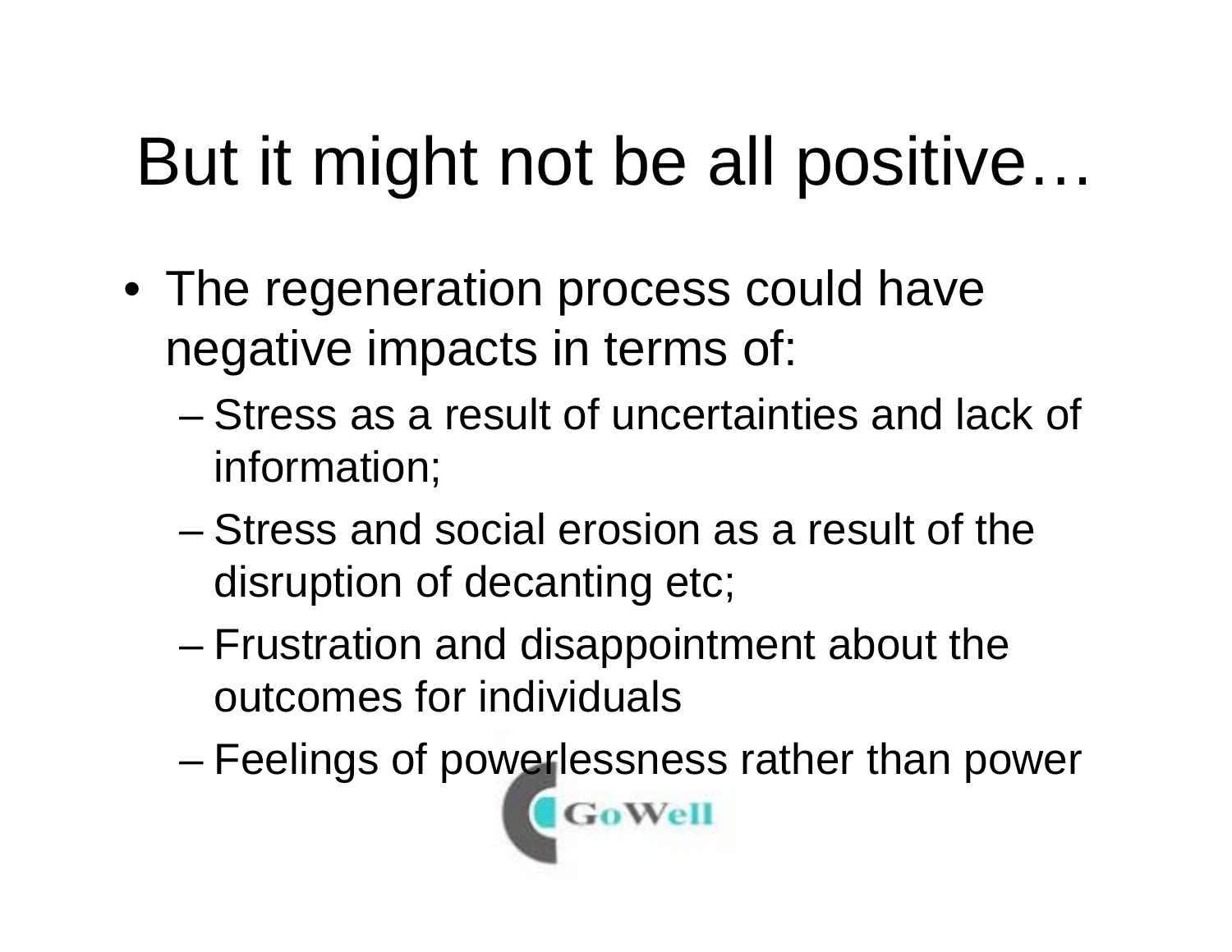# But it might not be all positive…

- The regeneration process could have negative impacts in terms of:
  - Stress as a result of uncertainties and lack of information;
  - Stress and social erosion as a result of the disruption of decanting etc;
  - Frustration and disappointment about the outcomes for individuals
  - Feelings of powerlessness rather than power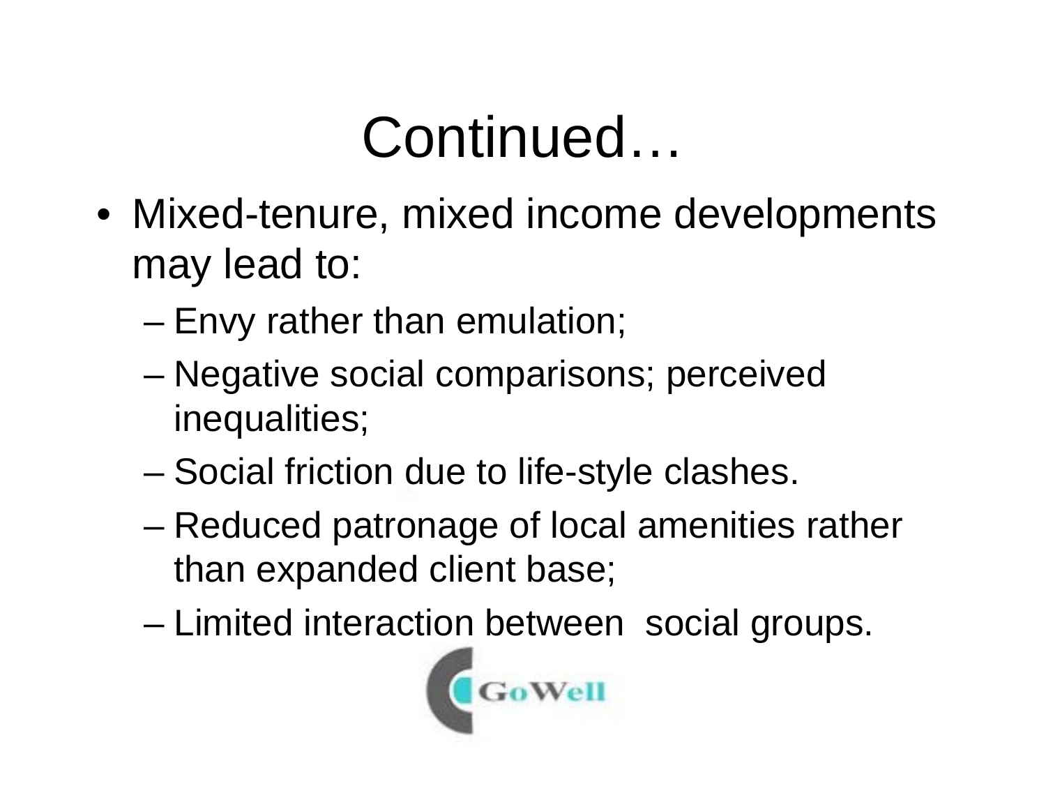# Continued…

- Mixed-tenure, mixed income developments may lead to:
  - Envy rather than emulation;
  - Negative social comparisons; perceived inequalities;
  - Social friction due to life-style clashes.
  - Reduced patronage of local amenities rather than expanded client base;
  - Limited interaction between social groups.

GoWell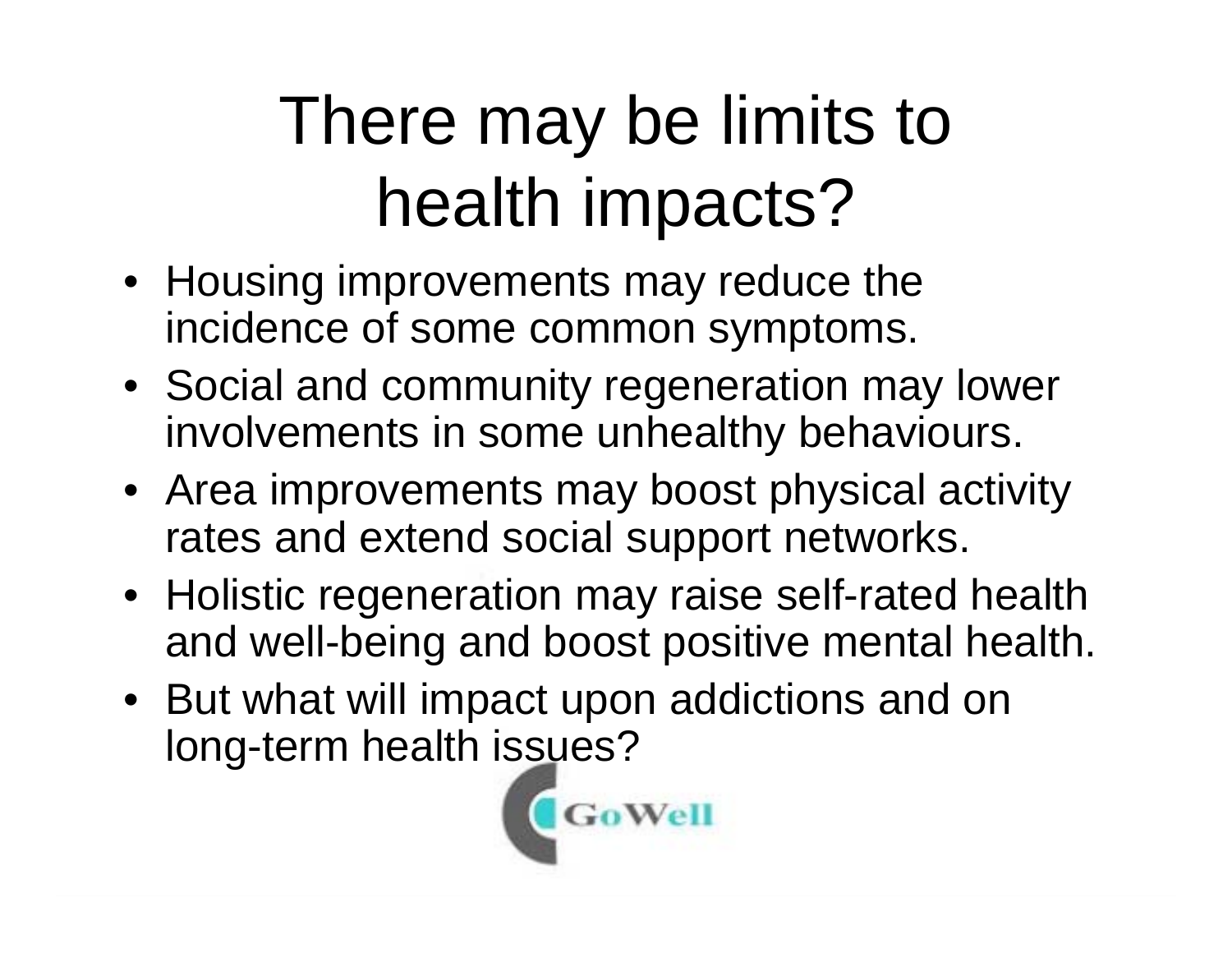# There may be limits to health impacts?

- Housing improvements may reduce the incidence of some common symptoms.
- Social and community regeneration may lower involvements in some unhealthy behaviours.
- Area improvements may boost physical activity rates and extend social support networks.
- Holistic regeneration may raise self-rated health and well-being and boost positive mental health.
- But what will impact upon addictions and on long-term health issues?

GoWell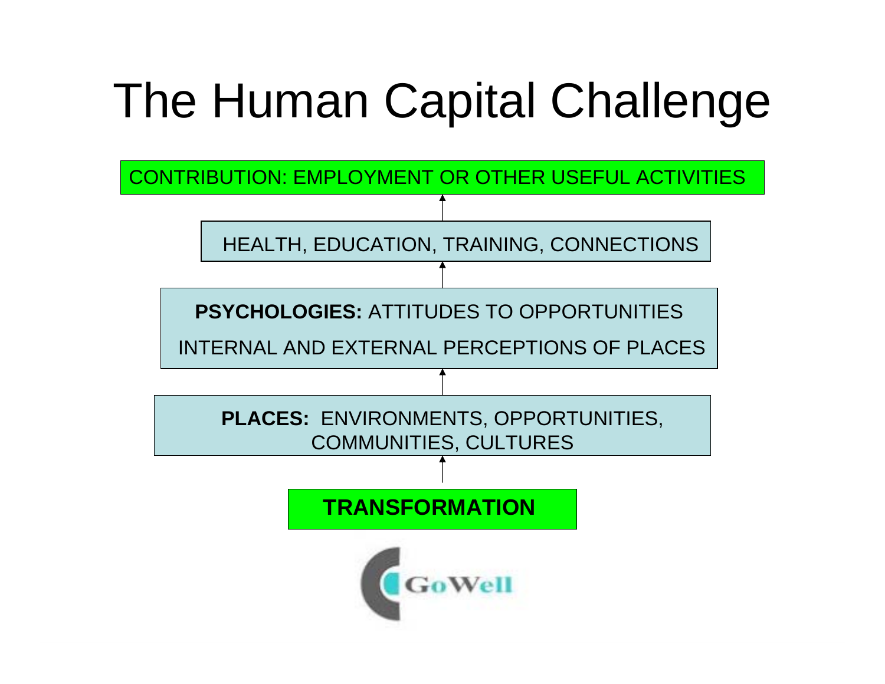# The Human Capital Challenge

CONTRIBUTION: EMPLOYMENT OR OTHER USEFUL ACTIVITIES

↑

HEALTH, EDUCATION, TRAINING, CONNECTIONS

↑

**PSYCHOLOGIES:** ATTITUDES TO OPPORTUNITIES

INTERNAL AND EXTERNAL PERCEPTIONS OF PLACES

↑

**PLACES:** ENVIRONMENTS, OPPORTUNITIES, COMMUNITIES, CULTURES

↑

**TRANSFORMATION**

GoWell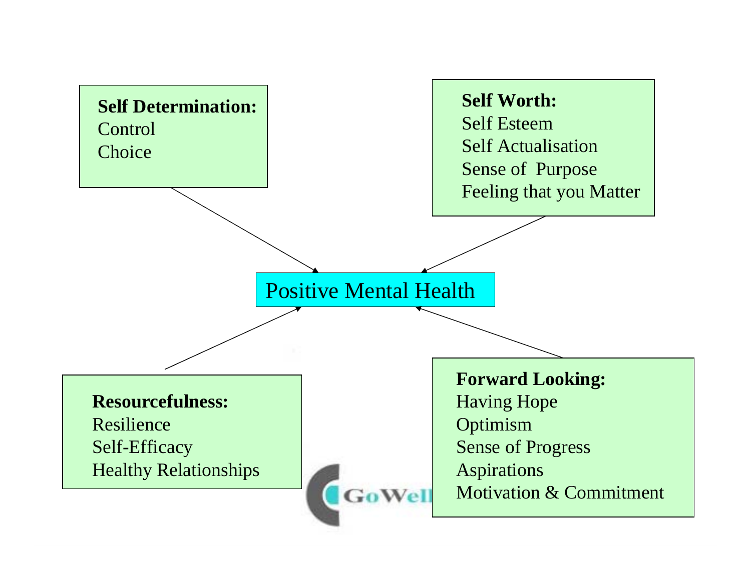**Self Determination:**
Control
Choice

**Self Worth:**
Self Esteem
Self Actualisation
Sense of Purpose
Feeling that you Matter

Positive Mental Health

**Resourcefulness:**
Resilience
Self-Efficacy
Healthy Relationships

**Forward Looking:**
Having Hope
Optimism
Sense of Progress
Aspirations
Motivation & Commitment

GoWell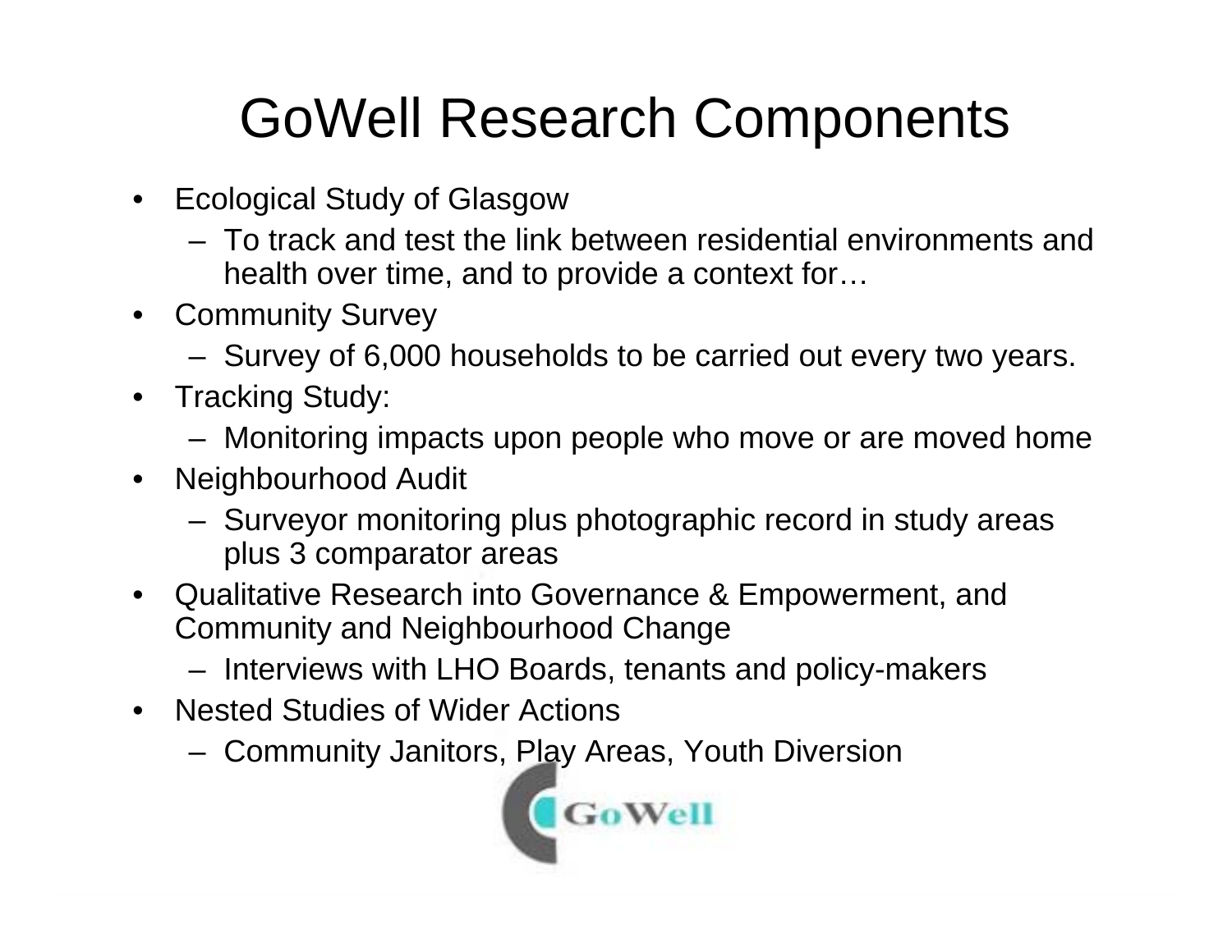# GoWell Research Components

- Ecological Study of Glasgow
  - To track and test the link between residential environments and health over time, and to provide a context for…
- Community Survey
  - Survey of 6,000 households to be carried out every two years.
- Tracking Study:
  - Monitoring impacts upon people who move or are moved home
- Neighbourhood Audit
  - Surveyor monitoring plus photographic record in study areas plus 3 comparator areas
- Qualitative Research into Governance & Empowerment, and Community and Neighbourhood Change
  - Interviews with LHO Boards, tenants and policy-makers
- Nested Studies of Wider Actions
  - Community Janitors, Play Areas, Youth Diversion

GoWell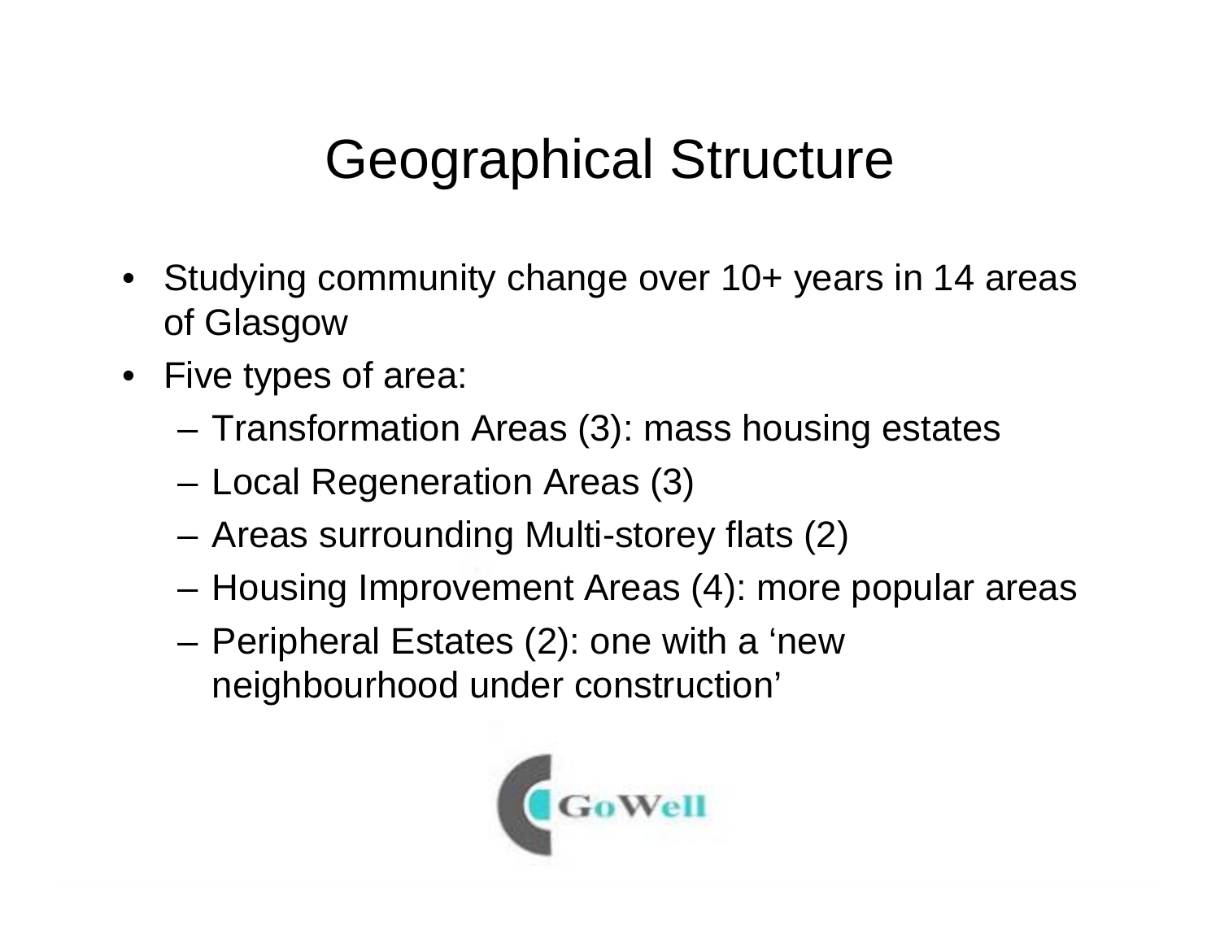# Geographical Structure

- Studying community change over 10+ years in 14 areas of Glasgow
- Five types of area:
  - Transformation Areas (3): mass housing estates
  - Local Regeneration Areas (3)
  - Areas surrounding Multi-storey flats (2)
  - Housing Improvement Areas (4): more popular areas
  - Peripheral Estates (2): one with a 'new neighbourhood under construction'

GoWell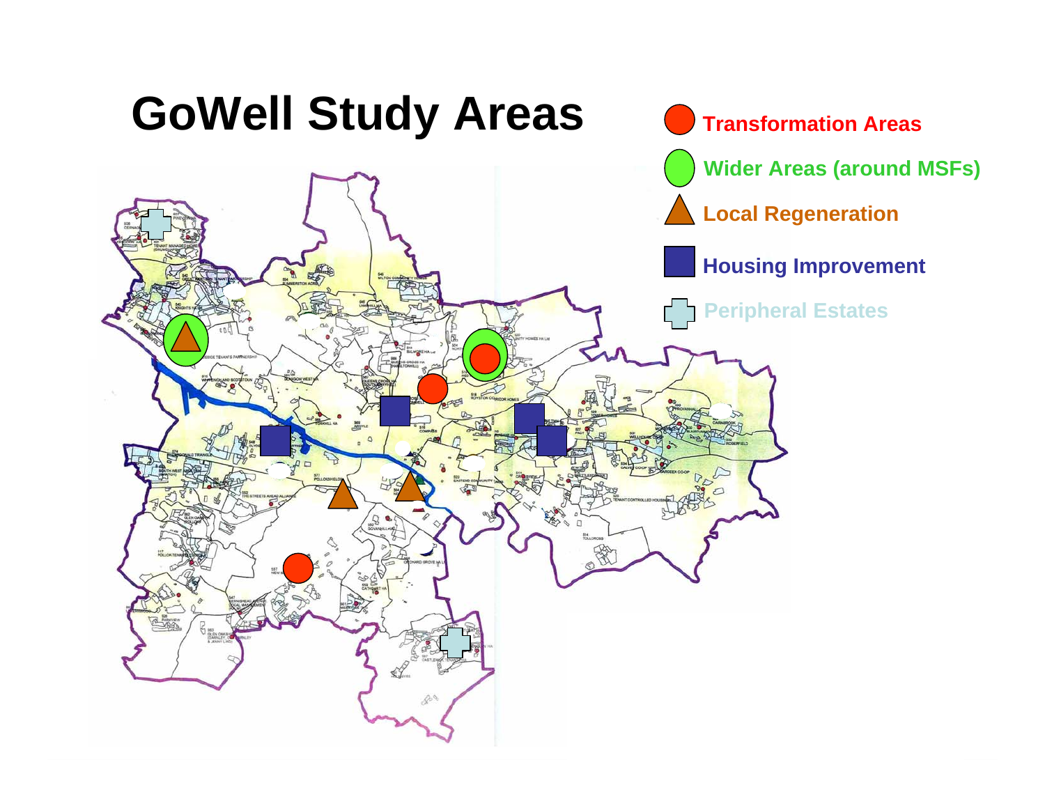# GoWell Study Areas

- Transformation Areas
- Wider Areas (around MSFs)
- Local Regeneration
- Housing Improvement
- Peripheral Estates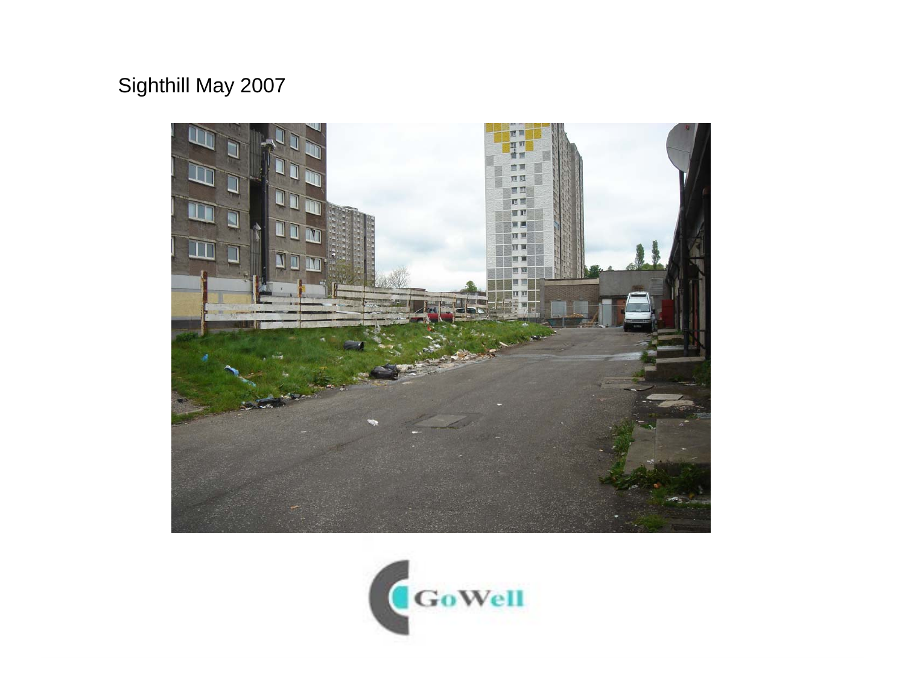Sighthill May 2007

GoWell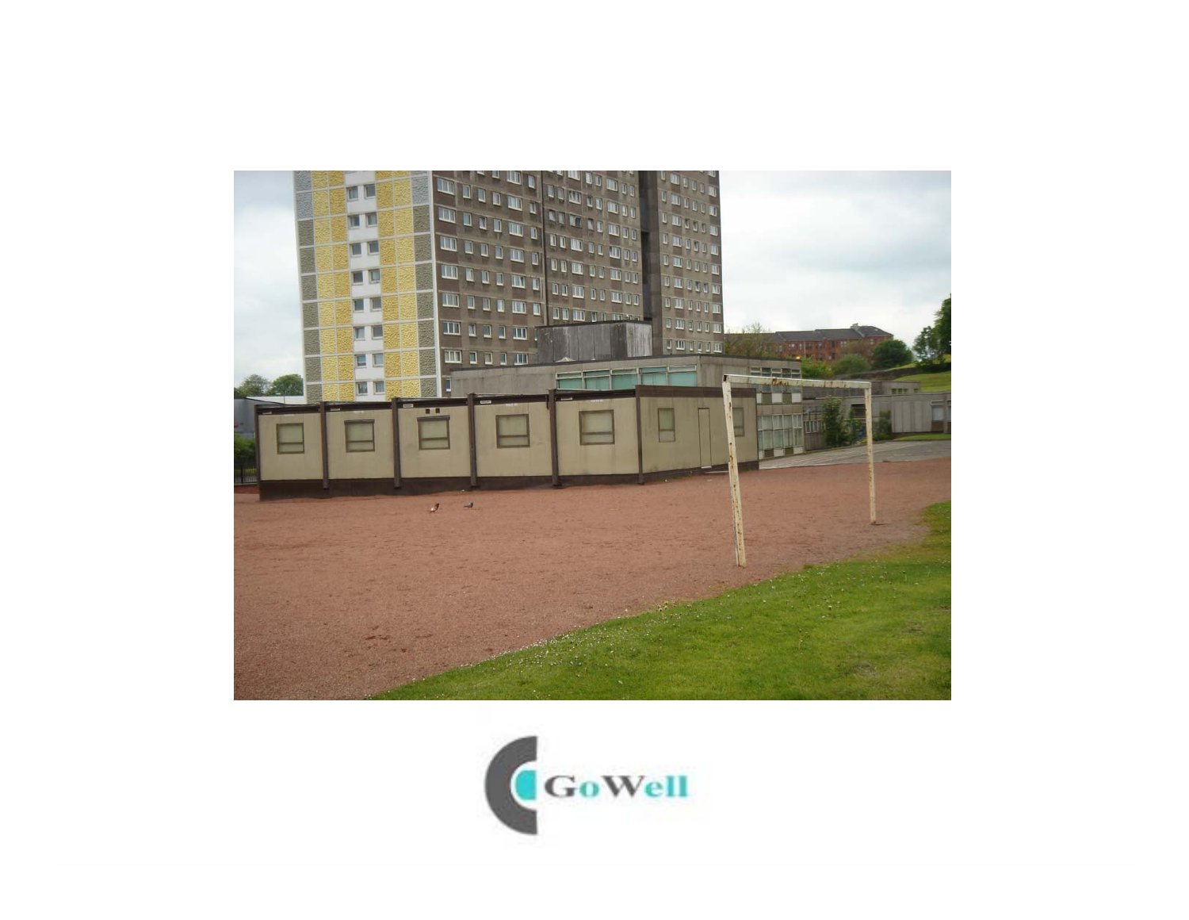GoWell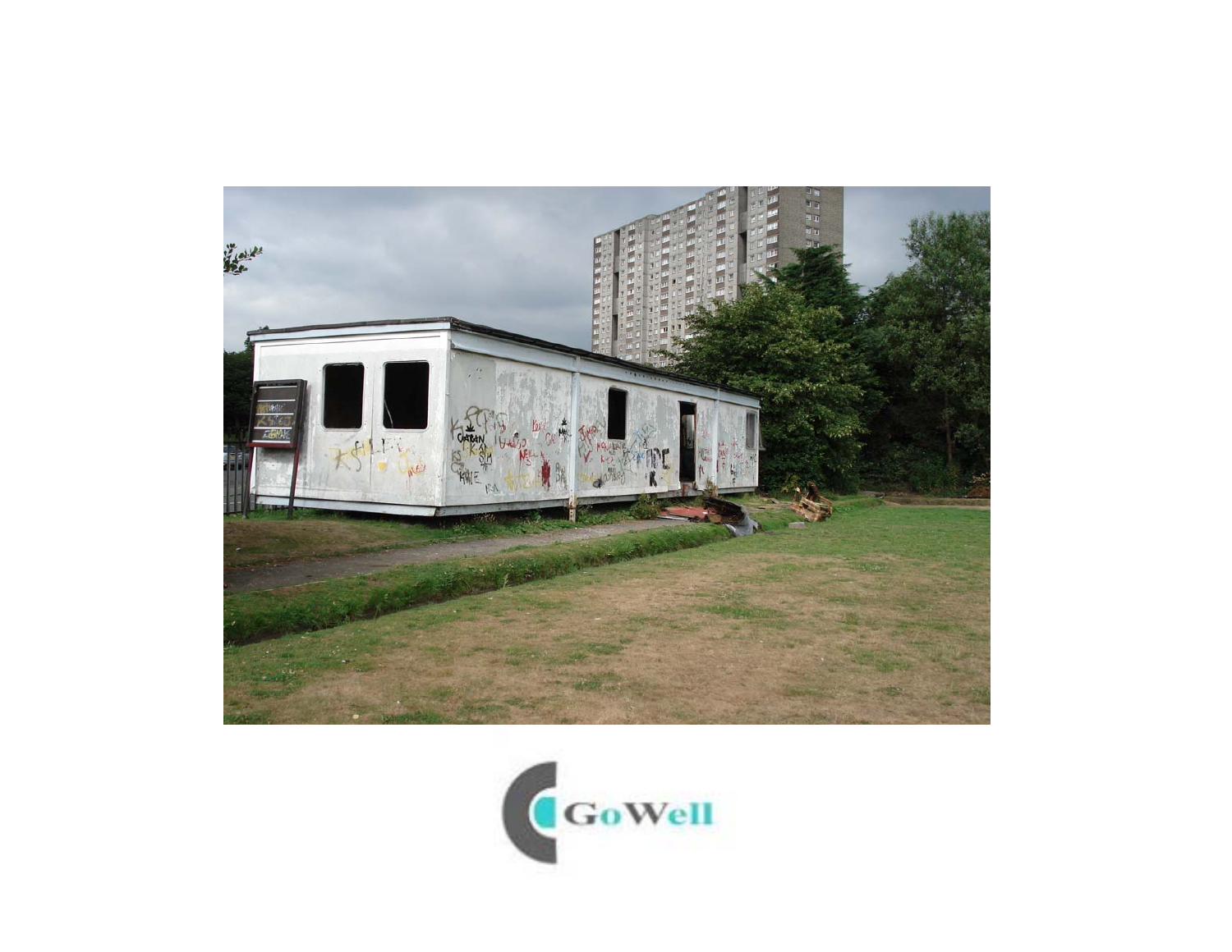GoWell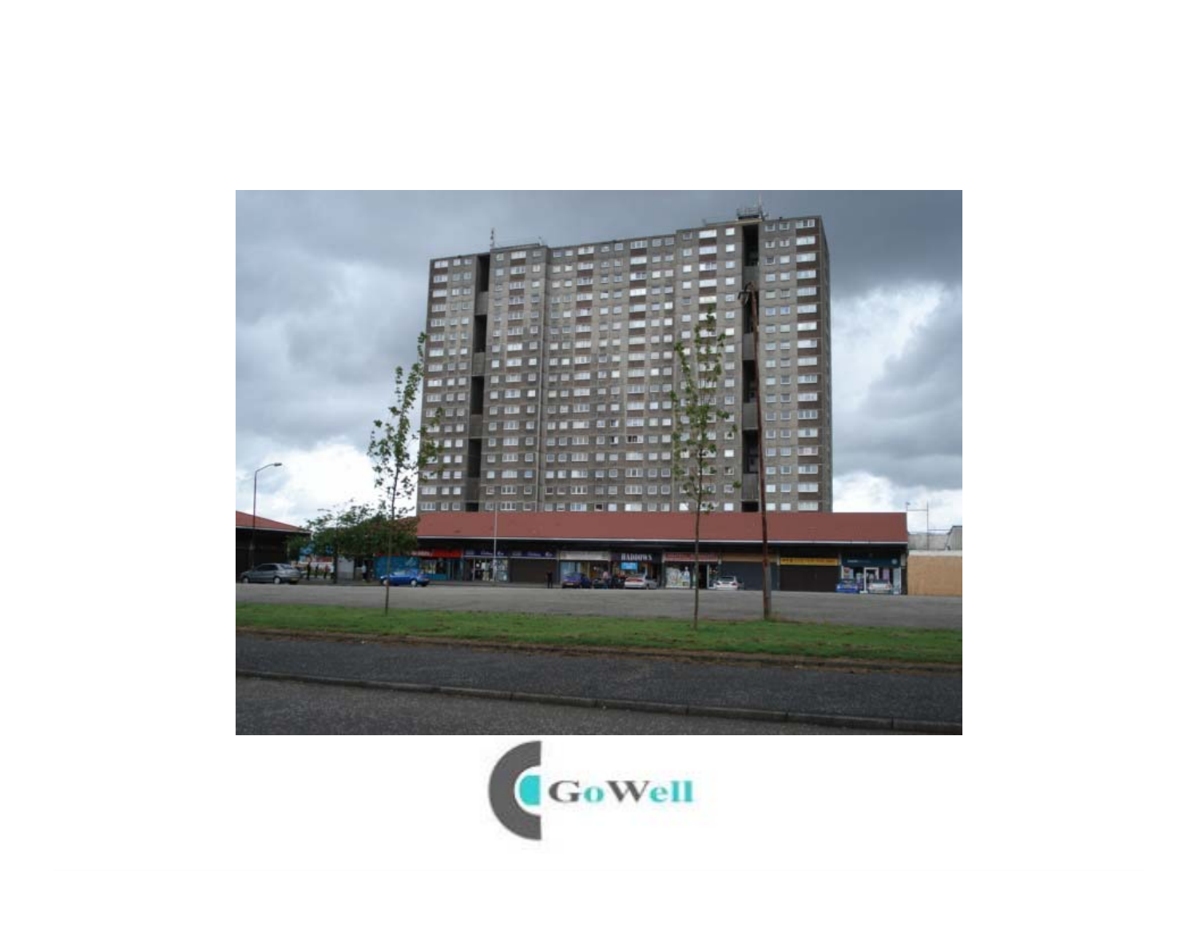GoWell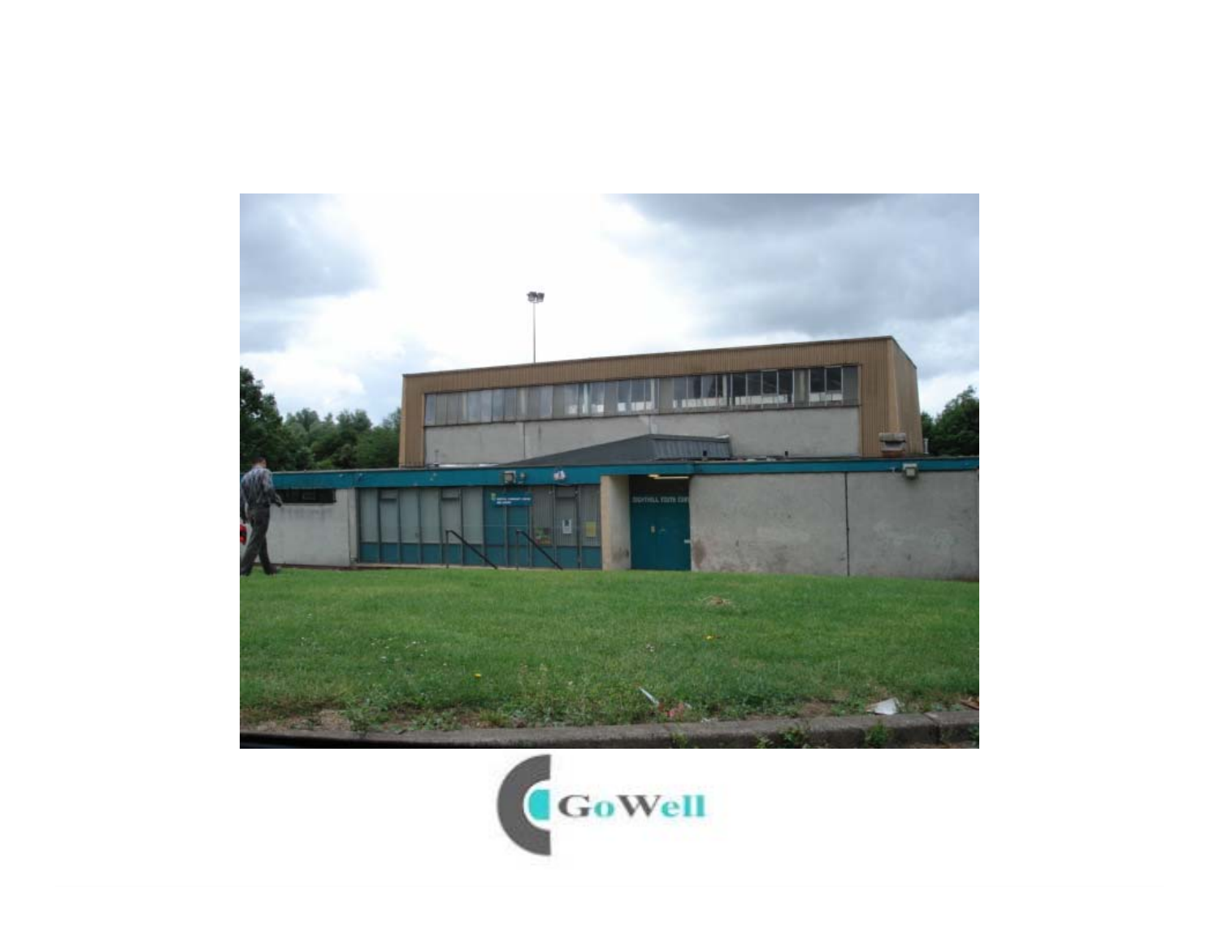GoWell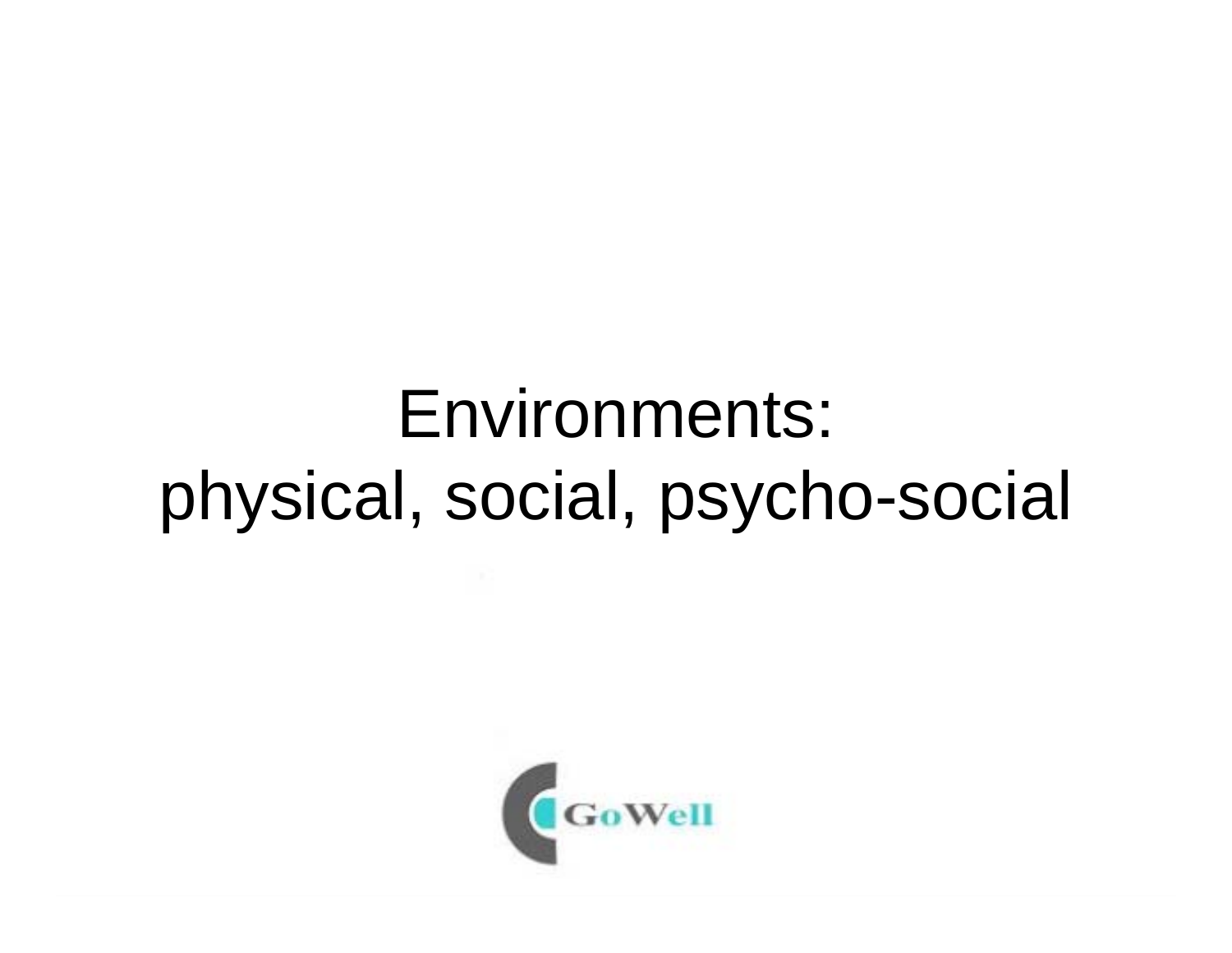# Environments:
# physical, social, psycho-social

GoWell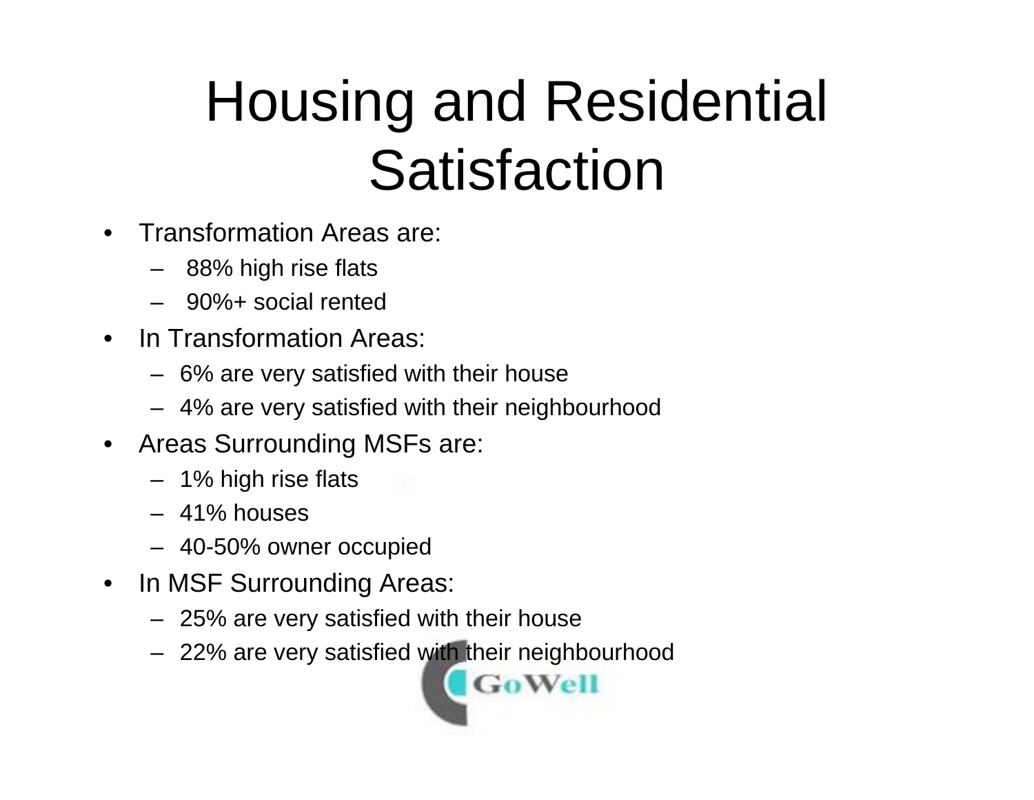# Housing and Residential Satisfaction

- Transformation Areas are:
  - 88% high rise flats
  - 90%+ social rented
- In Transformation Areas:
  - 6% are very satisfied with their house
  - 4% are very satisfied with their neighbourhood
- Areas Surrounding MSFs are:
  - 1% high rise flats
  - 41% houses
  - 40-50% owner occupied
- In MSF Surrounding Areas:
  - 25% are very satisfied with their house
  - 22% are very satisfied with their neighbourhood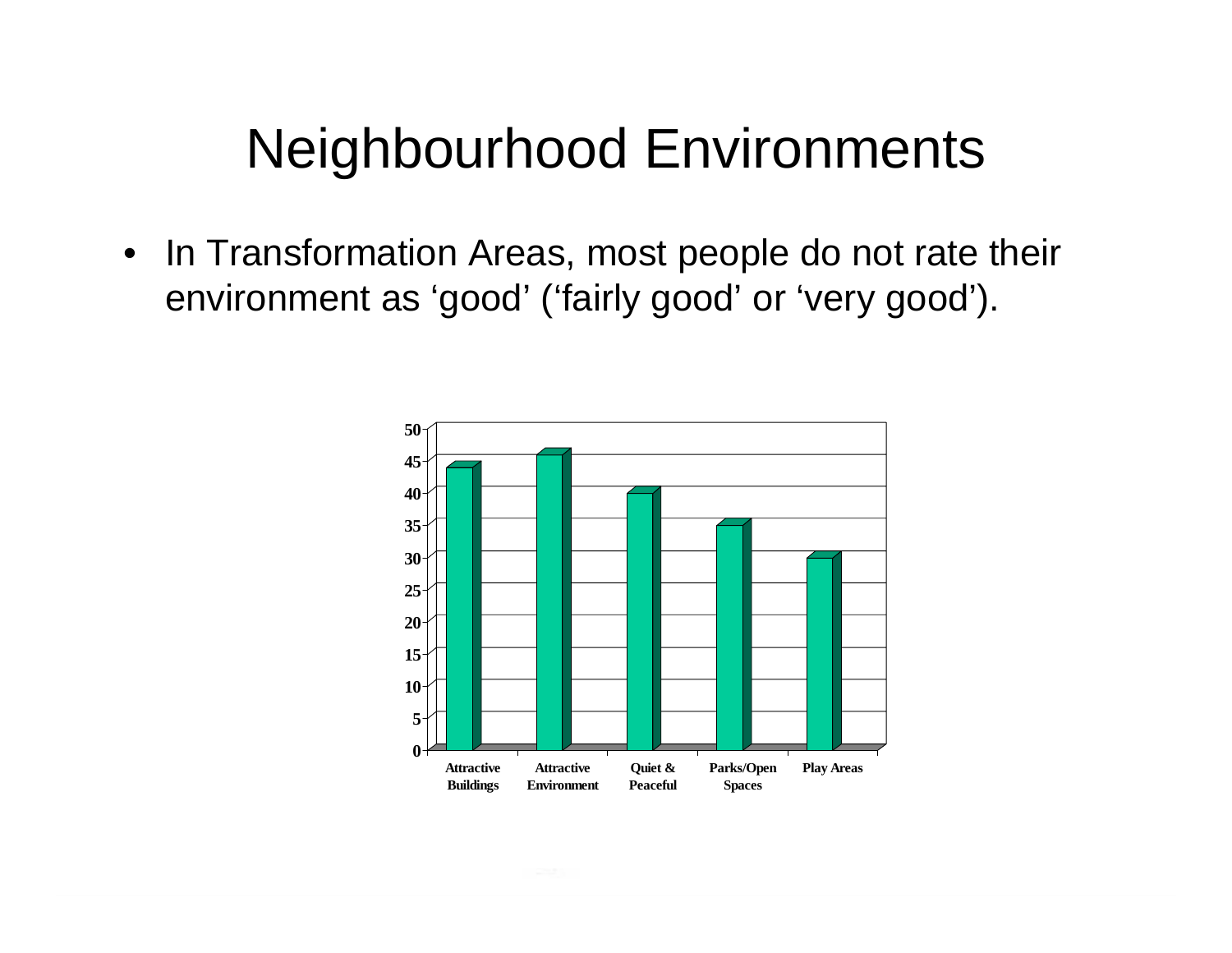# Neighbourhood Environments

- In Transformation Areas, most people do not rate their environment as 'good' ('fairly good' or 'very good').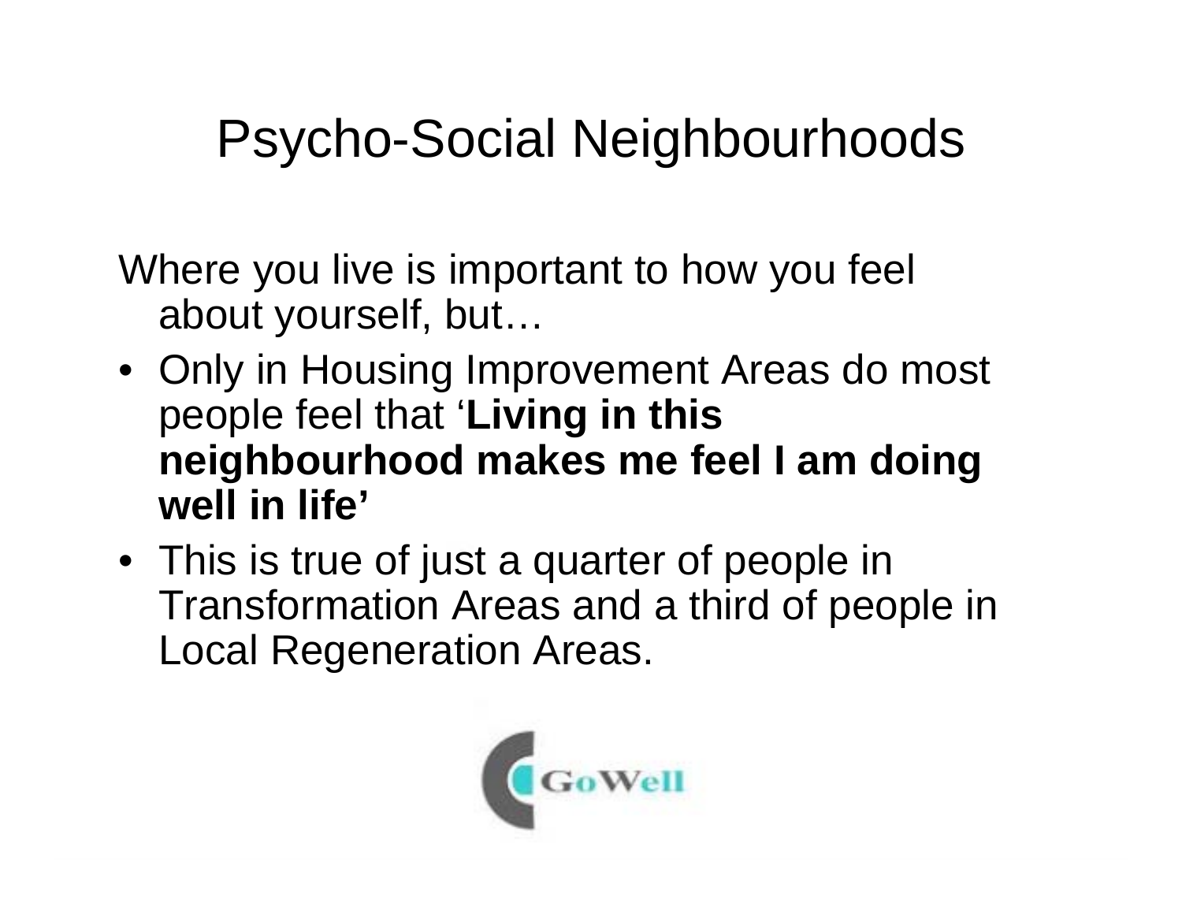# Psycho-Social Neighbourhoods

Where you live is important to how you feel about yourself, but…

- Only in Housing Improvement Areas do most people feel that '**Living in this neighbourhood makes me feel I am doing well in life'**
- This is true of just a quarter of people in Transformation Areas and a third of people in Local Regeneration Areas.

GoWell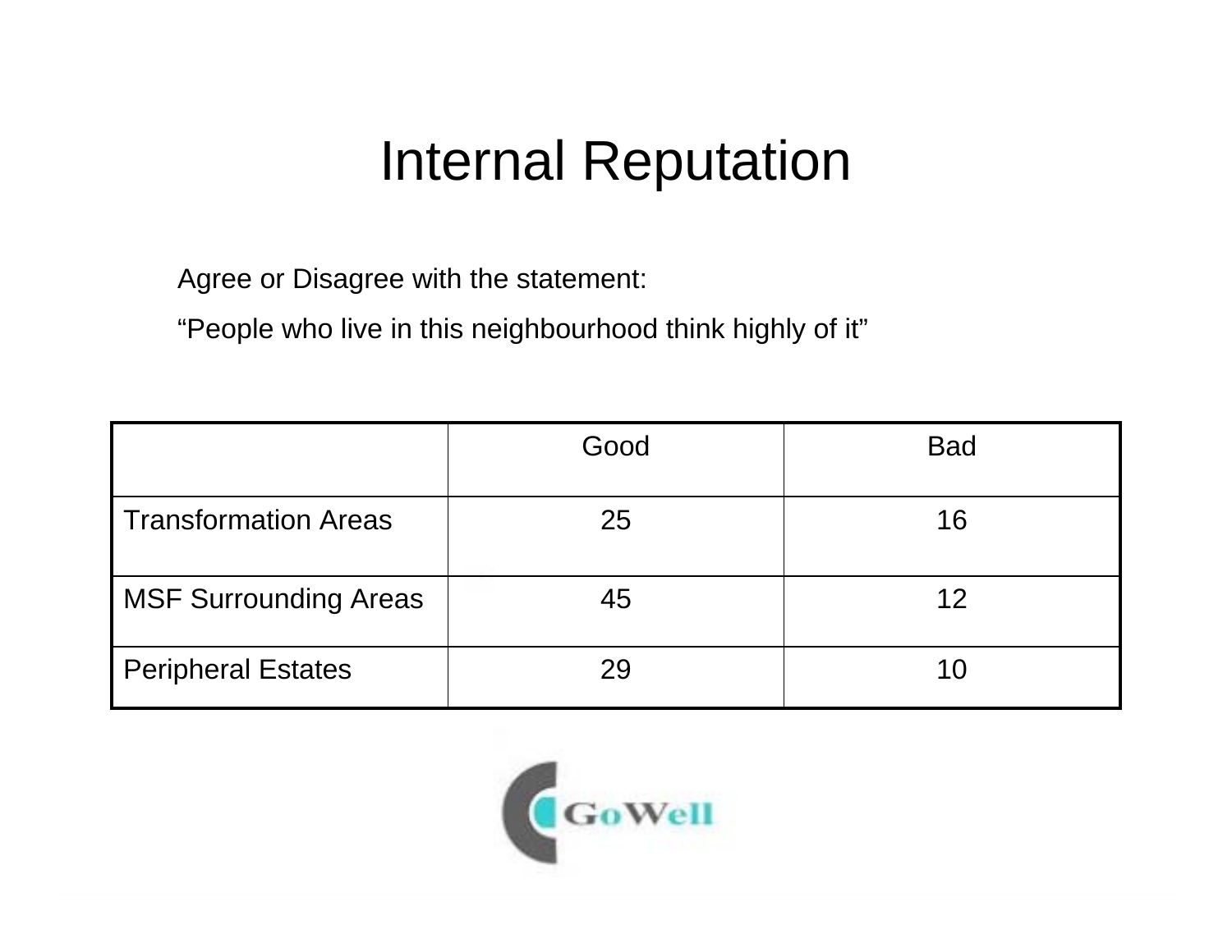# Internal Reputation

Agree or Disagree with the statement:

"People who live in this neighbourhood think highly of it"

| | Good | Bad |
|---|---|---|
| Transformation Areas | 25 | 16 |
| MSF Surrounding Areas | 45 | 12 |
| Peripheral Estates | 29 | 10 |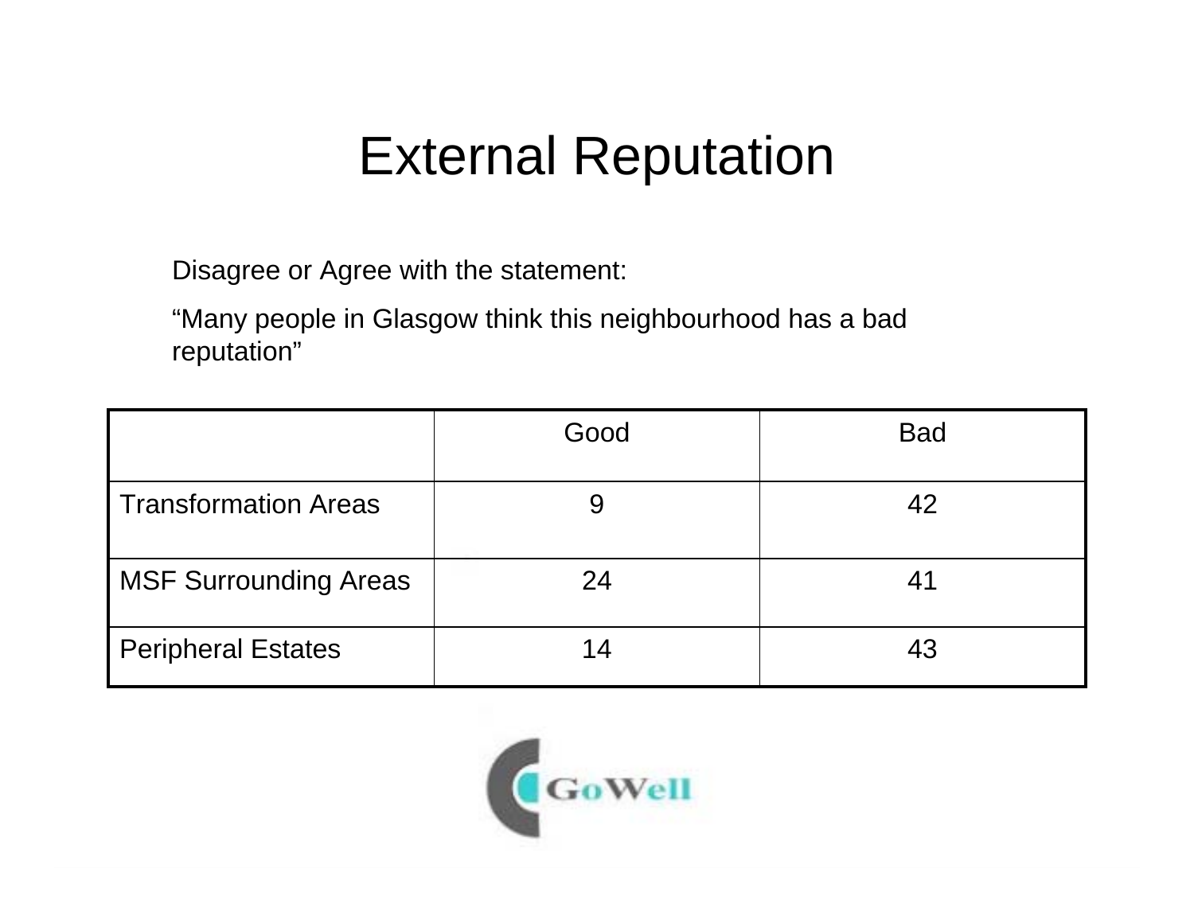# External Reputation

Disagree or Agree with the statement:

"Many people in Glasgow think this neighbourhood has a bad reputation"

| | Good | Bad |
|---|---|---|
| Transformation Areas | 9 | 42 |
| MSF Surrounding Areas | 24 | 41 |
| Peripheral Estates | 14 | 43 |

GoWell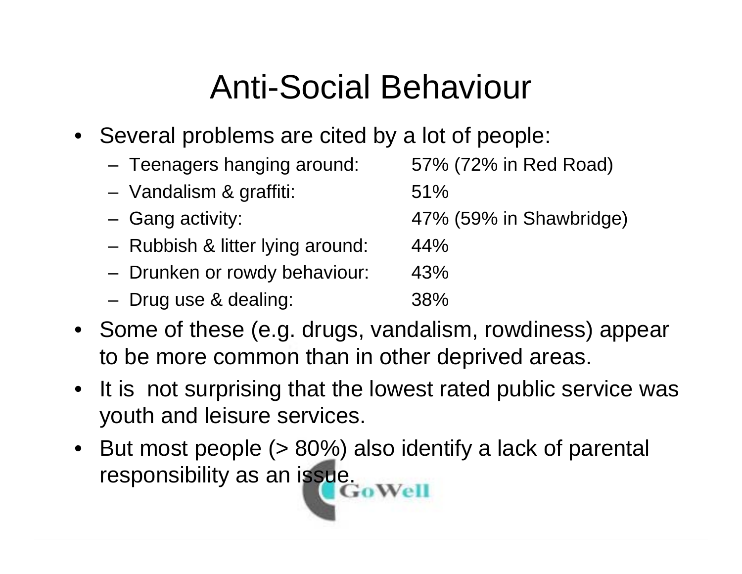# Anti-Social Behaviour

- Several problems are cited by a lot of people:
  - Teenagers hanging around: 57% (72% in Red Road)
  - Vandalism & graffiti: 51%
  - Gang activity: 47% (59% in Shawbridge)
  - Rubbish & litter lying around: 44%
  - Drunken or rowdy behaviour: 43%
  - Drug use & dealing: 38%
- Some of these (e.g. drugs, vandalism, rowdiness) appear to be more common than in other deprived areas.
- It is not surprising that the lowest rated public service was youth and leisure services.
- But most people (> 80%) also identify a lack of parental responsibility as an issue.

GoWell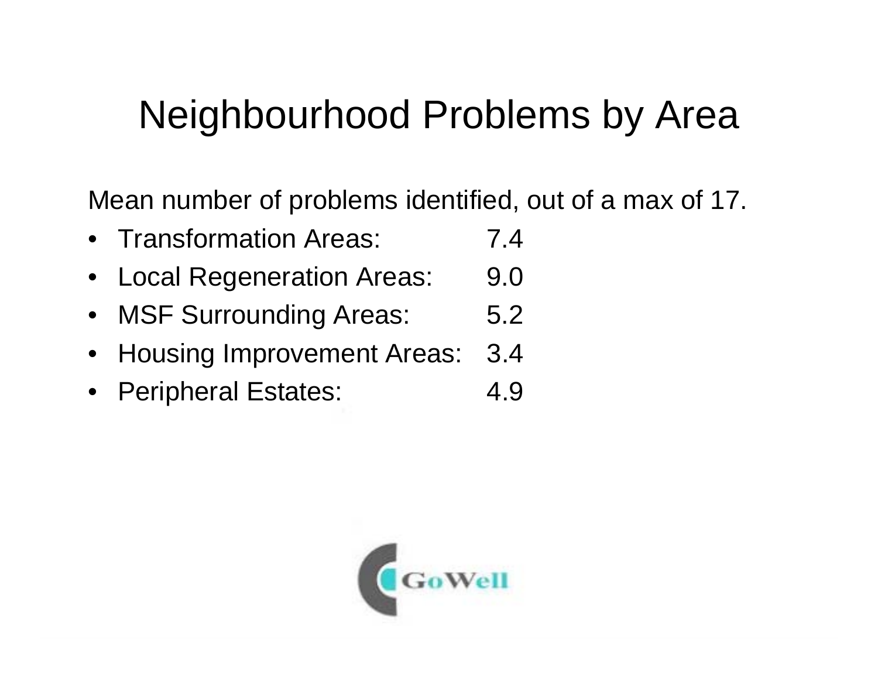# Neighbourhood Problems by Area

Mean number of problems identified, out of a max of 17.

- Transformation Areas: 7.4
- Local Regeneration Areas: 9.0
- MSF Surrounding Areas: 5.2
- Housing Improvement Areas: 3.4
- Peripheral Estates: 4.9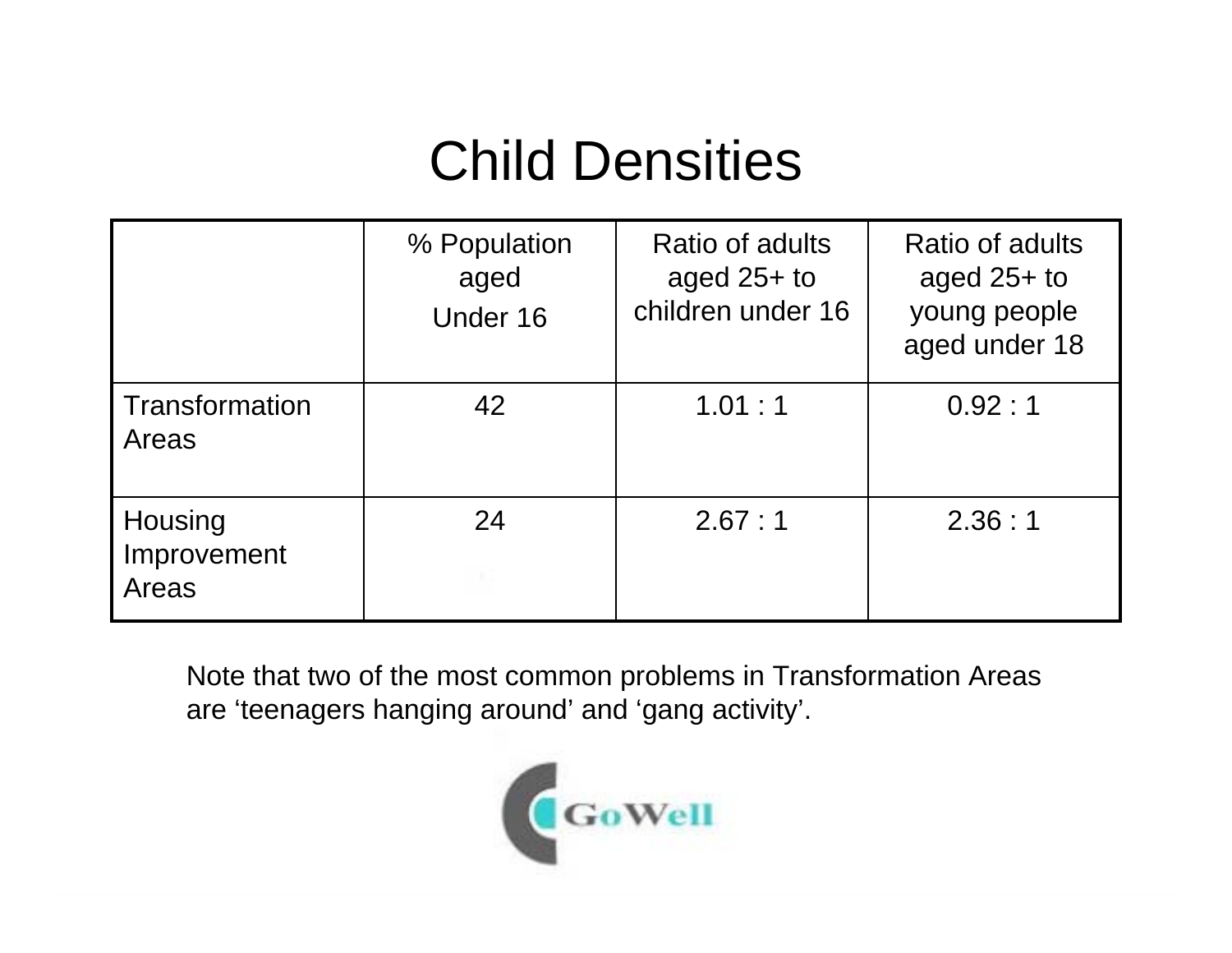# Child Densities

| | % Population aged Under 16 | Ratio of adults aged 25+ to children under 16 | Ratio of adults aged 25+ to young people aged under 18 |
|---|---|---|---|
| Transformation Areas | 42 | 1.01 : 1 | 0.92 : 1 |
| Housing Improvement Areas | 24 | 2.67 : 1 | 2.36 : 1 |

Note that two of the most common problems in Transformation Areas are ‘teenagers hanging around’ and ‘gang activity’.

GoWell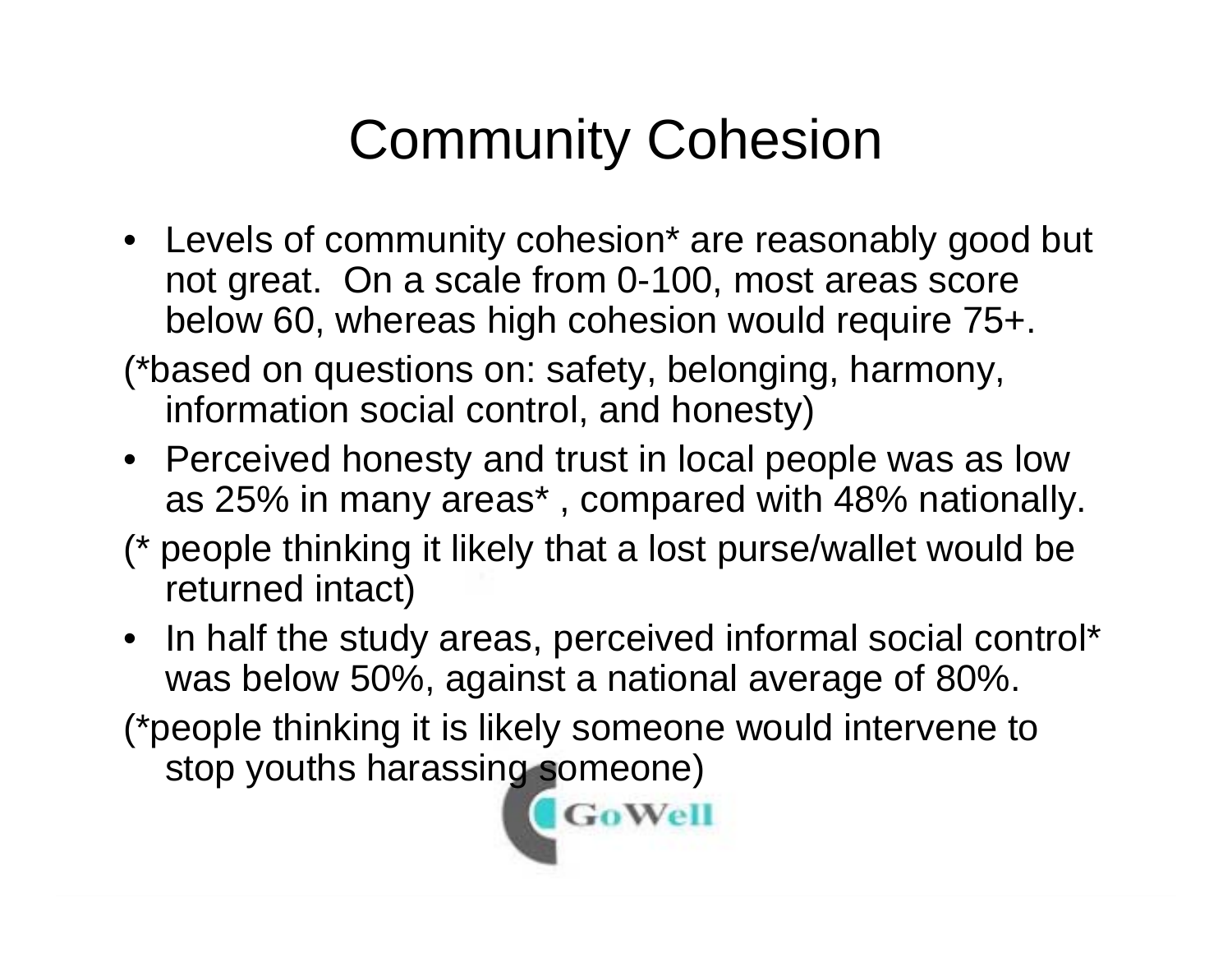# Community Cohesion

- Levels of community cohesion* are reasonably good but not great. On a scale from 0-100, most areas score below 60, whereas high cohesion would require 75+.

(*based on questions on: safety, belonging, harmony, information social control, and honesty)

- Perceived honesty and trust in local people was as low as 25% in many areas* , compared with 48% nationally.

(* people thinking it likely that a lost purse/wallet would be returned intact)

- In half the study areas, perceived informal social control* was below 50%, against a national average of 80%.

(*people thinking it is likely someone would intervene to stop youths harassing someone)

GoWell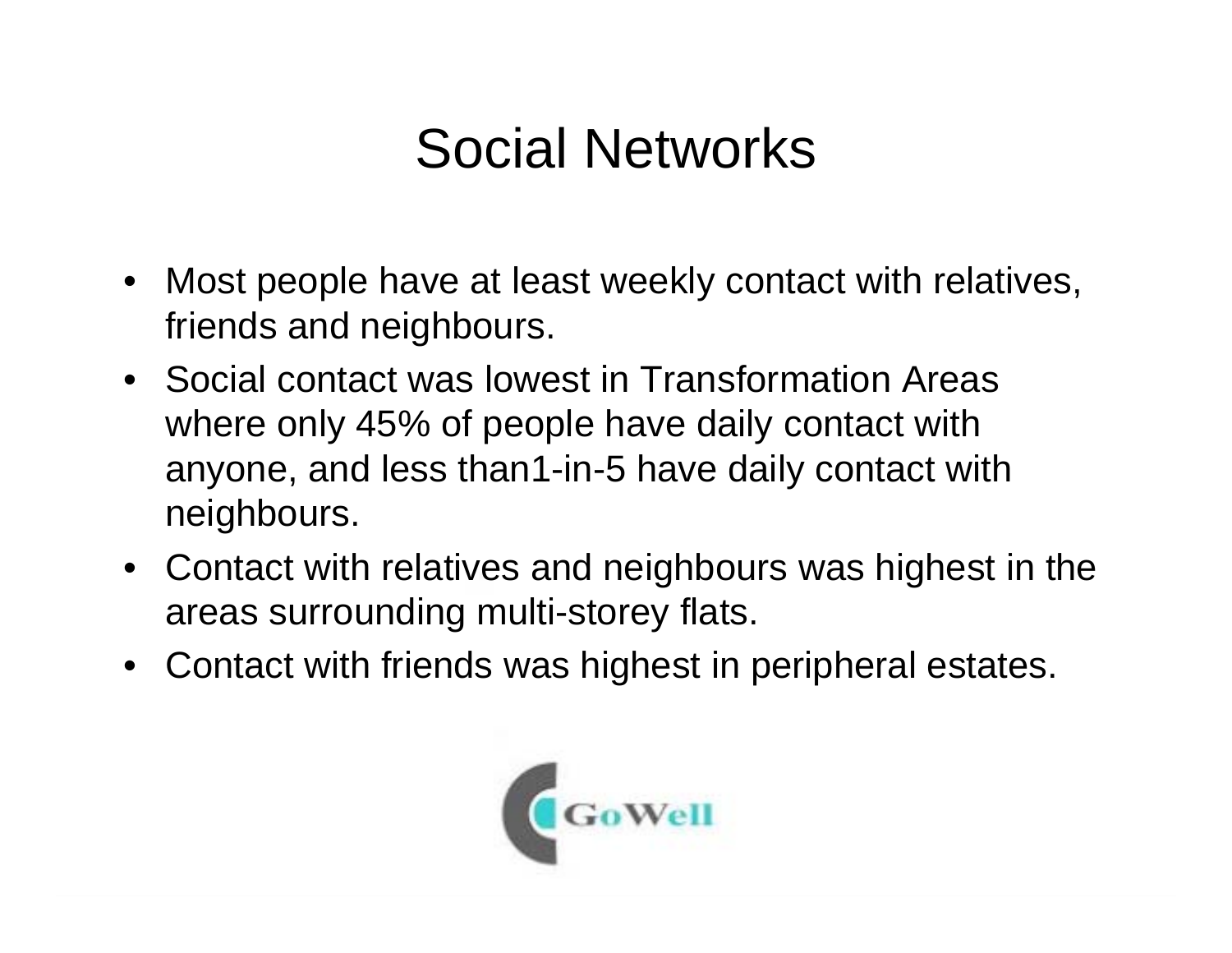# Social Networks

- Most people have at least weekly contact with relatives, friends and neighbours.
- Social contact was lowest in Transformation Areas where only 45% of people have daily contact with anyone, and less than1-in-5 have daily contact with neighbours.
- Contact with relatives and neighbours was highest in the areas surrounding multi-storey flats.
- Contact with friends was highest in peripheral estates.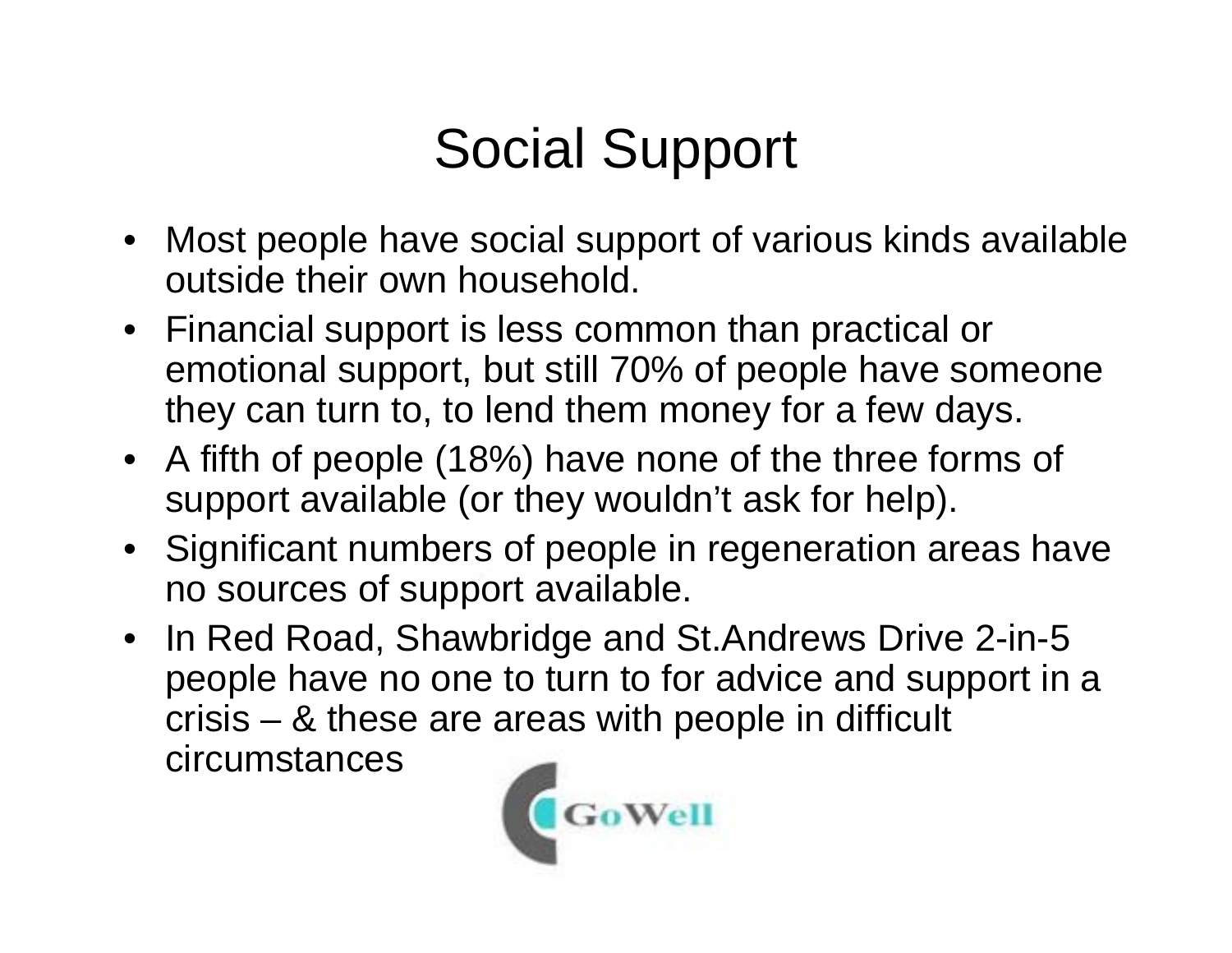# Social Support

- Most people have social support of various kinds available outside their own household.
- Financial support is less common than practical or emotional support, but still 70% of people have someone they can turn to, to lend them money for a few days.
- A fifth of people (18%) have none of the three forms of support available (or they wouldn't ask for help).
- Significant numbers of people in regeneration areas have no sources of support available.
- In Red Road, Shawbridge and St.Andrews Drive 2-in-5 people have no one to turn to for advice and support in a crisis – & these are areas with people in difficult circumstances

GoWell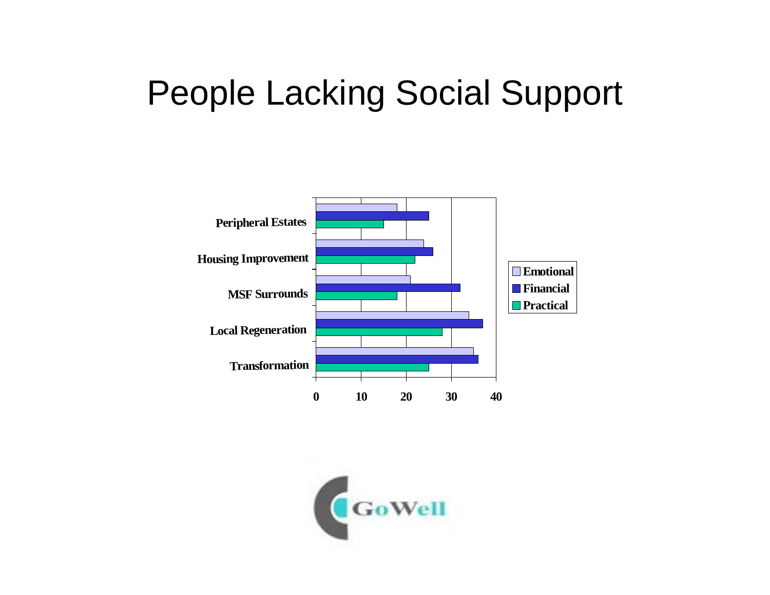# People Lacking Social Support

| | Emotional | Financial | Practical |
|---|---|---|---|
| Peripheral Estates | 18 | 25 | 15 |
| Housing Improvement | 24 | 26 | 22 |
| MSF Surrounds | 21 | 32 | 18 |
| Local Regeneration | 34 | 37 | 28 |
| Transformation | 35 | 36 | 25 |

GoWell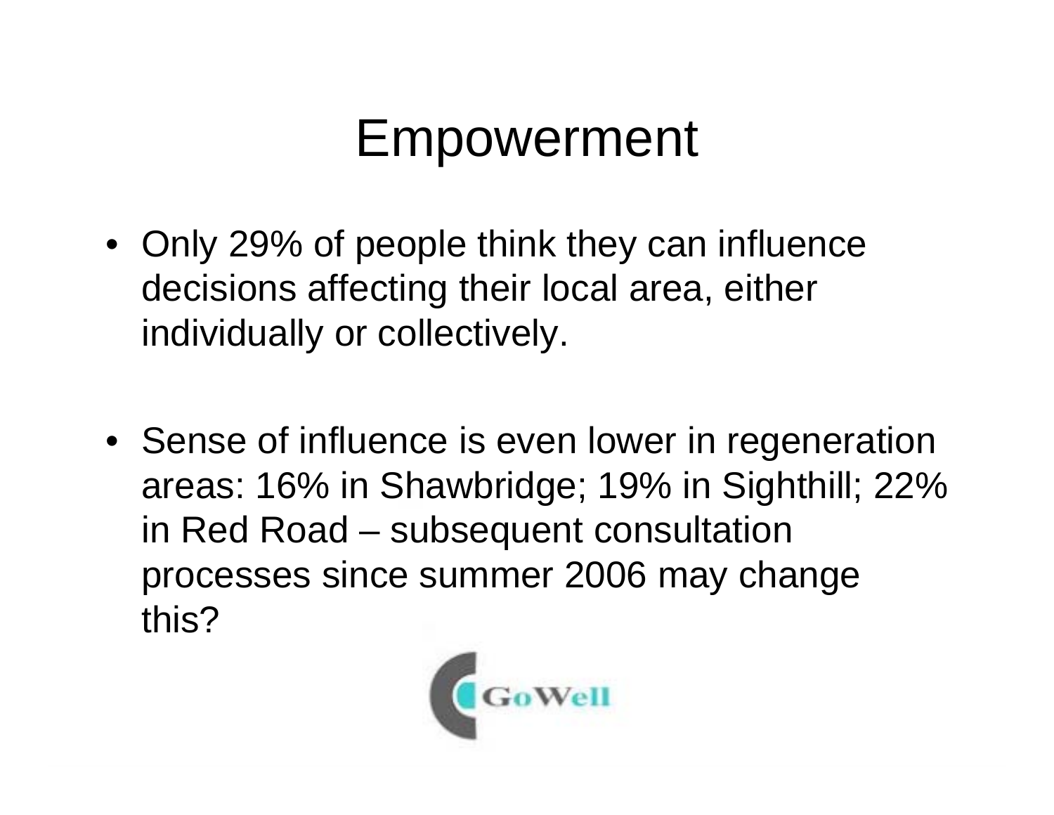# Empowerment

- Only 29% of people think they can influence decisions affecting their local area, either individually or collectively.
- Sense of influence is even lower in regeneration areas: 16% in Shawbridge; 19% in Sighthill; 22% in Red Road – subsequent consultation processes since summer 2006 may change this?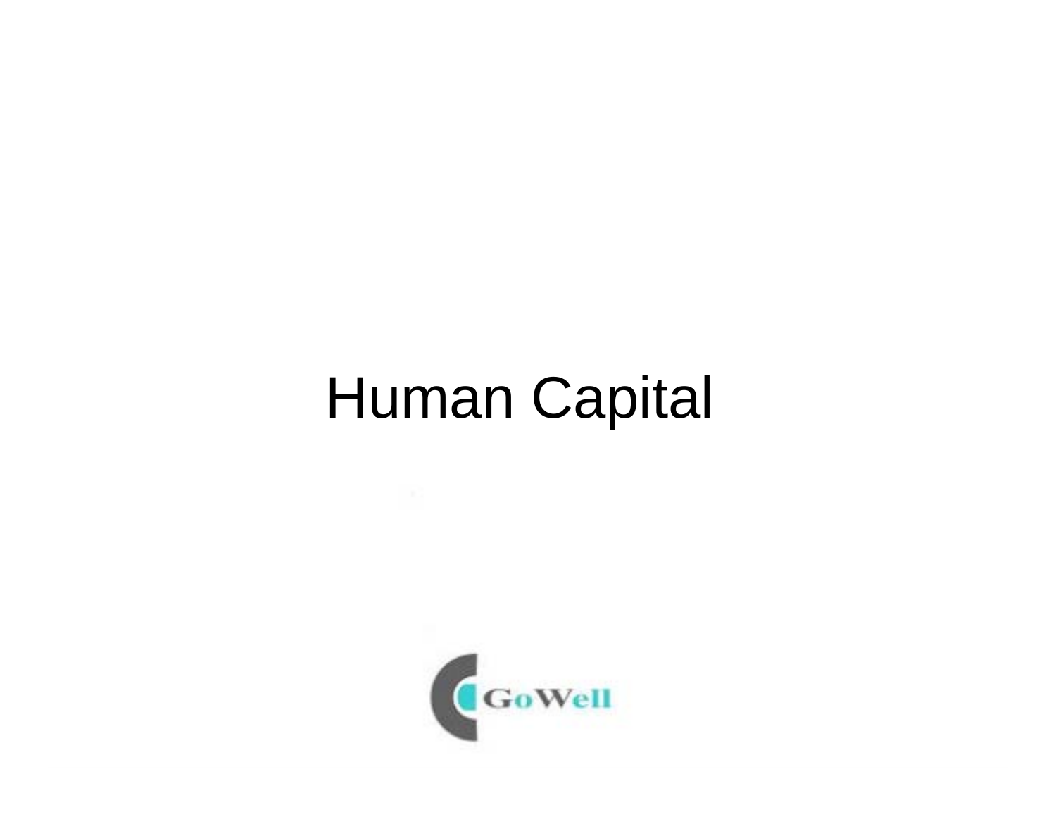# Human Capital

GoWell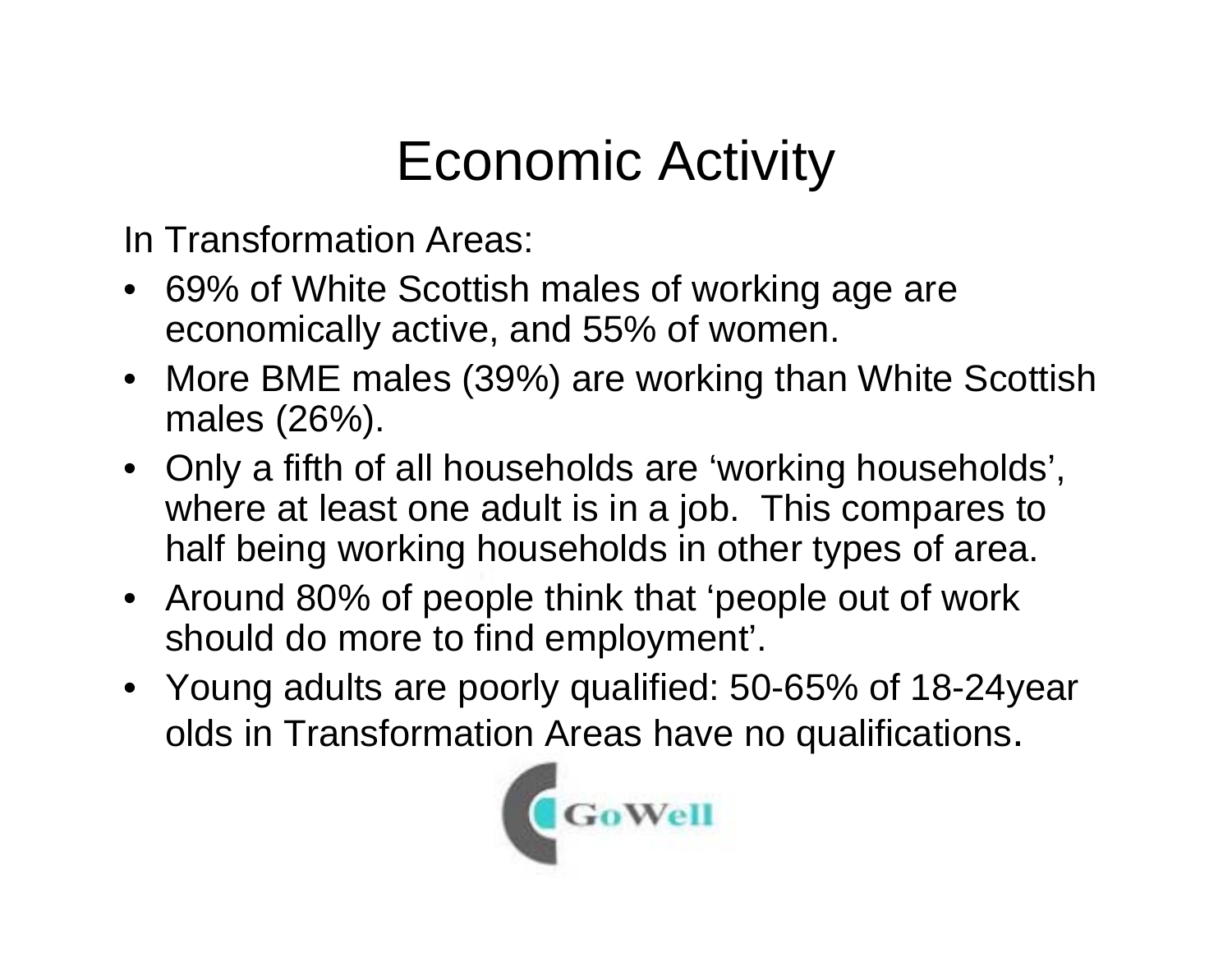# Economic Activity

In Transformation Areas:

- 69% of White Scottish males of working age are economically active, and 55% of women.
- More BME males (39%) are working than White Scottish males (26%).
- Only a fifth of all households are 'working households', where at least one adult is in a job. This compares to half being working households in other types of area.
- Around 80% of people think that 'people out of work should do more to find employment'.
- Young adults are poorly qualified: 50-65% of 18-24year olds in Transformation Areas have no qualifications.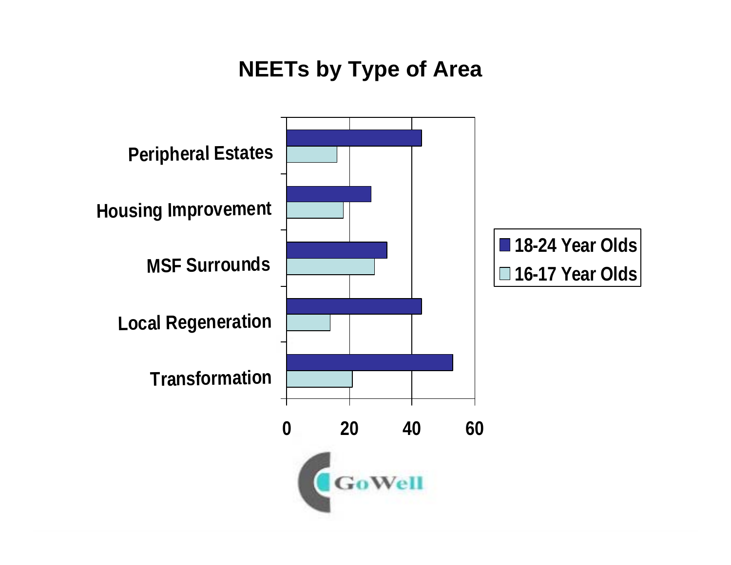# NEETs by Type of Area

Peripheral Estates
Housing Improvement
MSF Surrounds
Local Regeneration
Transformation

0 20 40 60

18-24 Year Olds
16-17 Year Olds

GoWell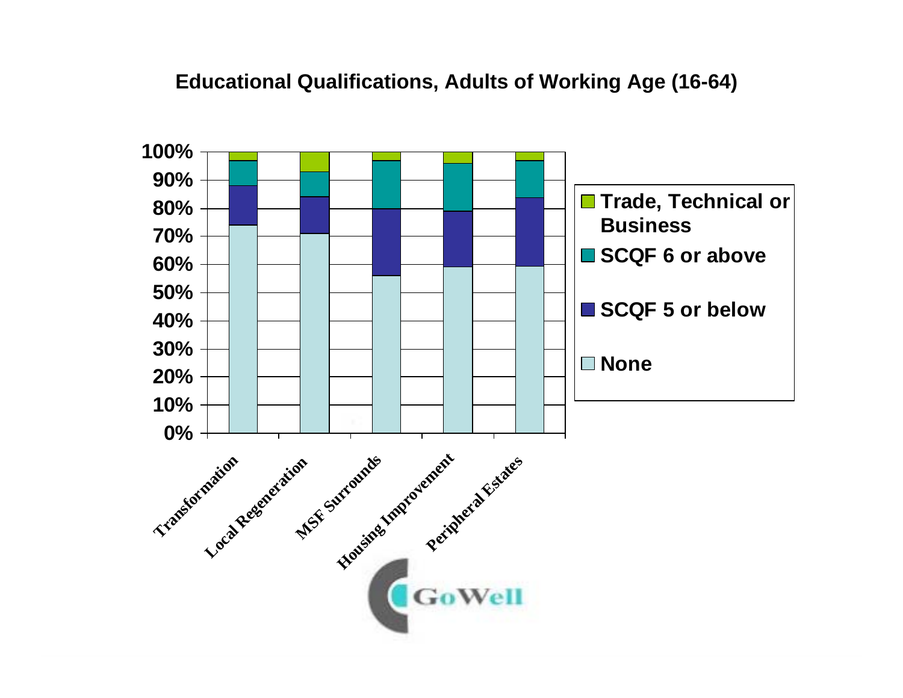## Educational Qualifications, Adults of Working Age (16-64)

| | None | SCQF 5 or below | SCQF 6 or above | Trade, Technical or Business |
|---|---|---|---|---|
| Transformation | 74% | 14% | 9% | 3% |
| Local Regeneration | 71% | 13% | 9% | 7% |
| MSF Surrounds | 56% | 24% | 17% | 3% |
| Housing Improvement | 59% | 20% | 17% | 4% |
| Peripheral Estates | 59% | 25% | 13% | 3% |

GoWell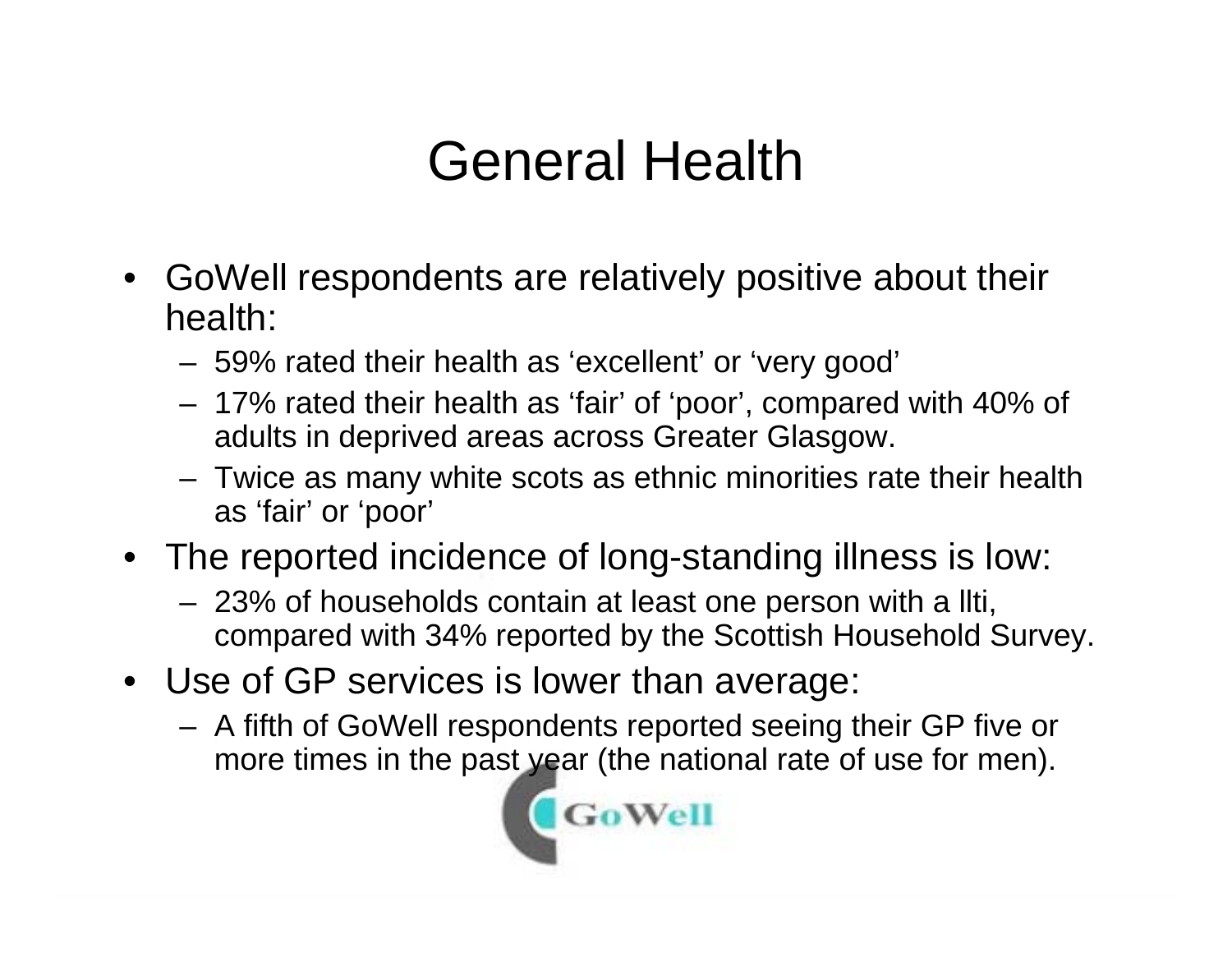# General Health

- GoWell respondents are relatively positive about their health:
  - 59% rated their health as 'excellent' or 'very good'
  - 17% rated their health as 'fair' of 'poor', compared with 40% of adults in deprived areas across Greater Glasgow.
  - Twice as many white scots as ethnic minorities rate their health as 'fair' or 'poor'
- The reported incidence of long-standing illness is low:
  - 23% of households contain at least one person with a llti, compared with 34% reported by the Scottish Household Survey.
- Use of GP services is lower than average:
  - A fifth of GoWell respondents reported seeing their GP five or more times in the past year (the national rate of use for men).

GoWell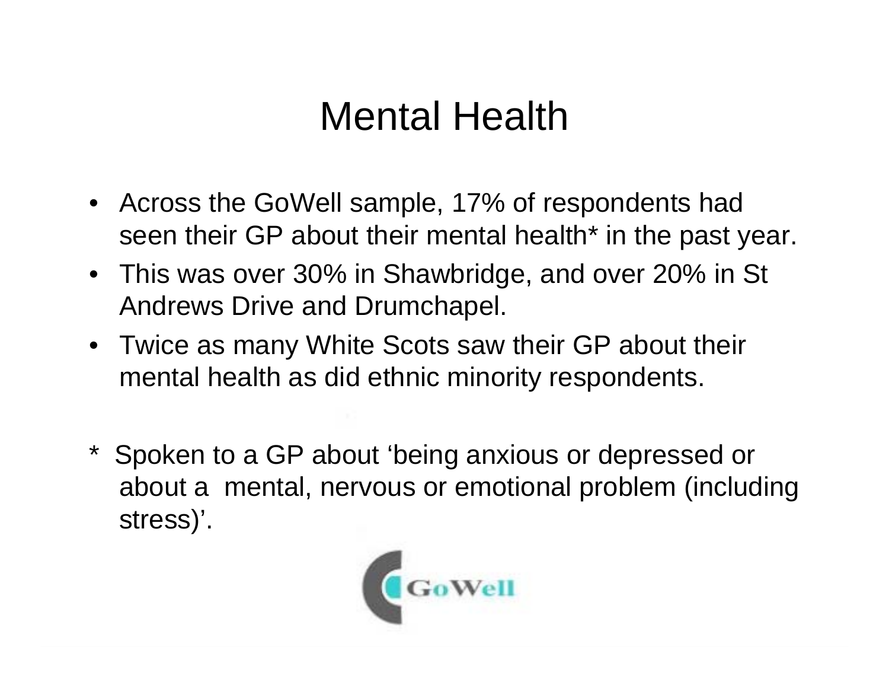# Mental Health

- Across the GoWell sample, 17% of respondents had seen their GP about their mental health* in the past year.
- This was over 30% in Shawbridge, and over 20% in St Andrews Drive and Drumchapel.
- Twice as many White Scots saw their GP about their mental health as did ethnic minority respondents.

* Spoken to a GP about 'being anxious or depressed or about a mental, nervous or emotional problem (including stress)'.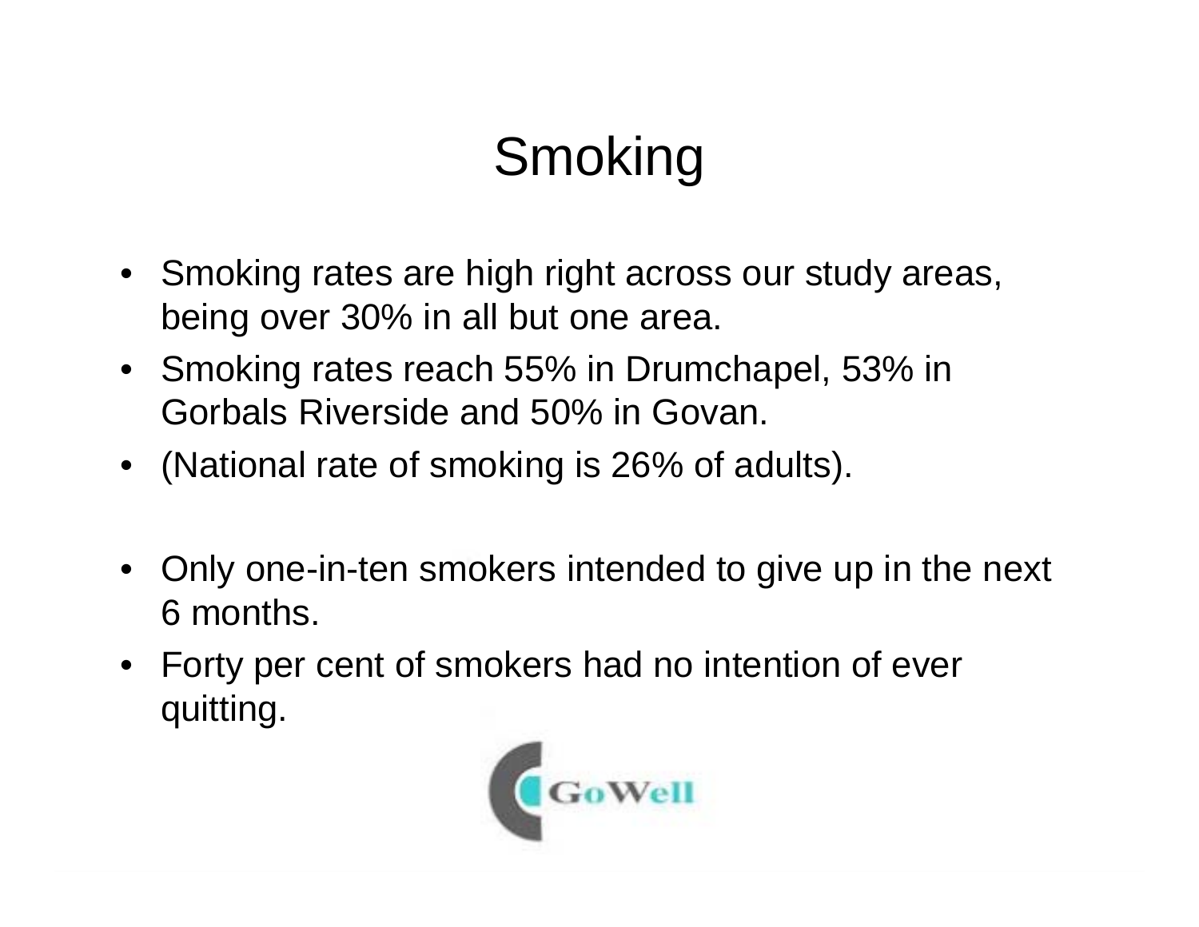# Smoking

- Smoking rates are high right across our study areas, being over 30% in all but one area.
- Smoking rates reach 55% in Drumchapel, 53% in Gorbals Riverside and 50% in Govan.
- (National rate of smoking is 26% of adults).

- Only one-in-ten smokers intended to give up in the next 6 months.
- Forty per cent of smokers had no intention of ever quitting.

GoWell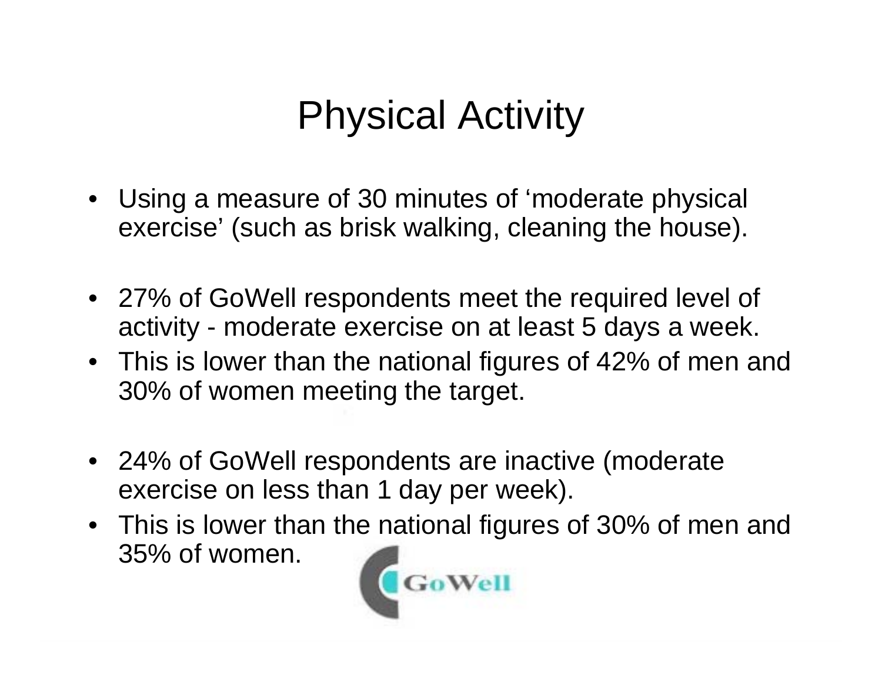# Physical Activity

- Using a measure of 30 minutes of 'moderate physical exercise' (such as brisk walking, cleaning the house).

- 27% of GoWell respondents meet the required level of activity - moderate exercise on at least 5 days a week.
- This is lower than the national figures of 42% of men and 30% of women meeting the target.

- 24% of GoWell respondents are inactive (moderate exercise on less than 1 day per week).
- This is lower than the national figures of 30% of men and 35% of women.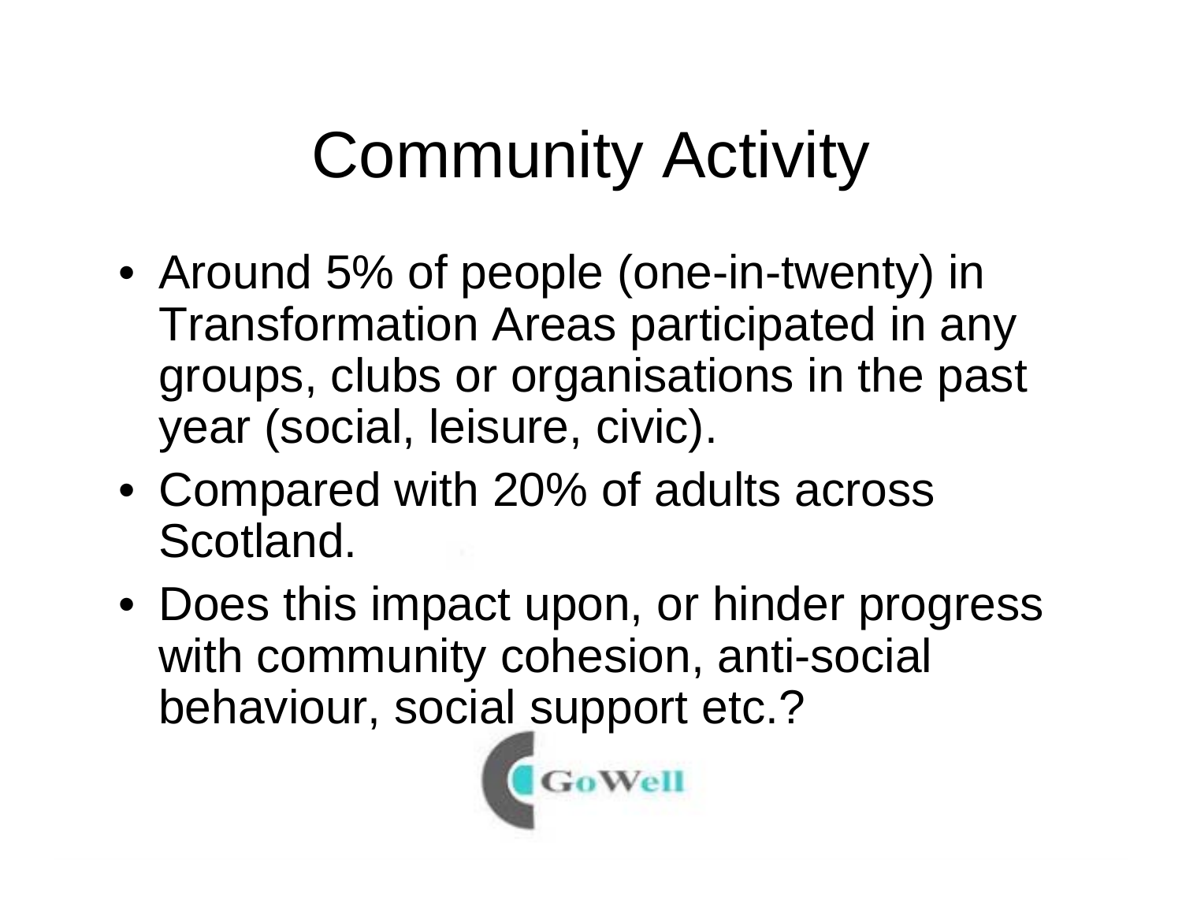# Community Activity

- Around 5% of people (one-in-twenty) in Transformation Areas participated in any groups, clubs or organisations in the past year (social, leisure, civic).
- Compared with 20% of adults across Scotland.
- Does this impact upon, or hinder progress with community cohesion, anti-social behaviour, social support etc.?

GoWell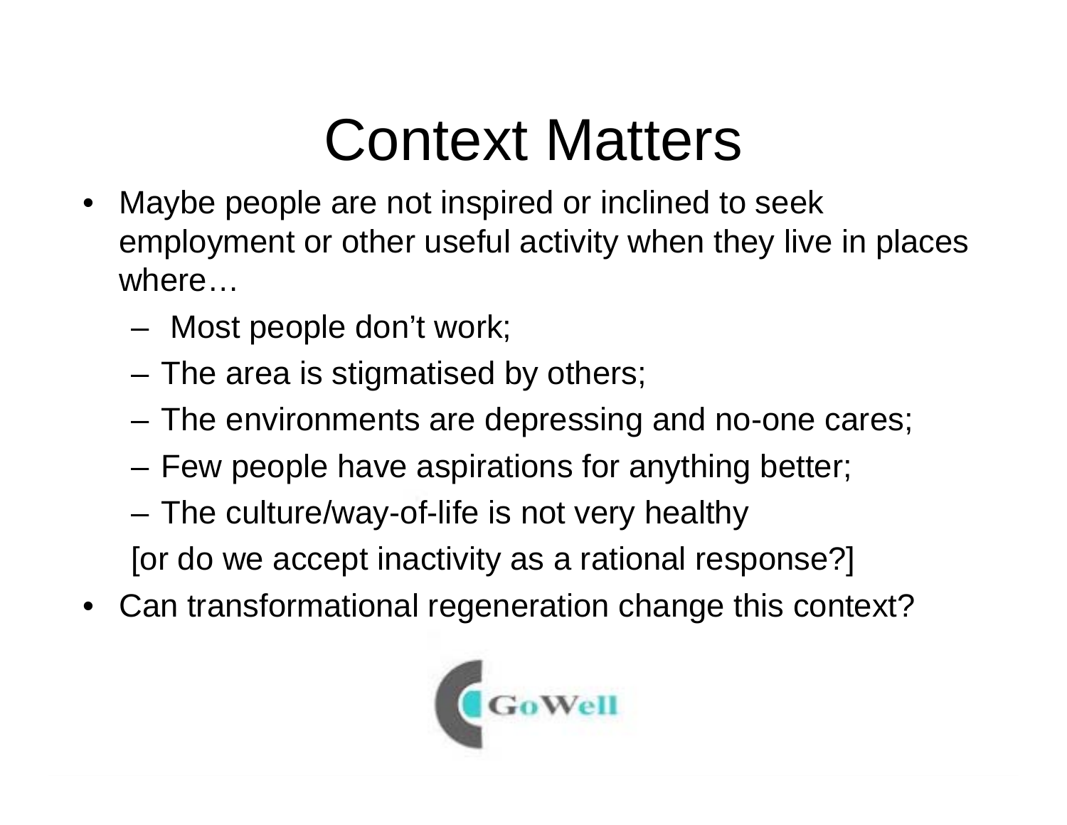# Context Matters

- Maybe people are not inspired or inclined to seek employment or other useful activity when they live in places where…
  - Most people don't work;
  - The area is stigmatised by others;
  - The environments are depressing and no-one cares;
  - Few people have aspirations for anything better;
  - The culture/way-of-life is not very healthy

  [or do we accept inactivity as a rational response?]
- Can transformational regeneration change this context?

GoWell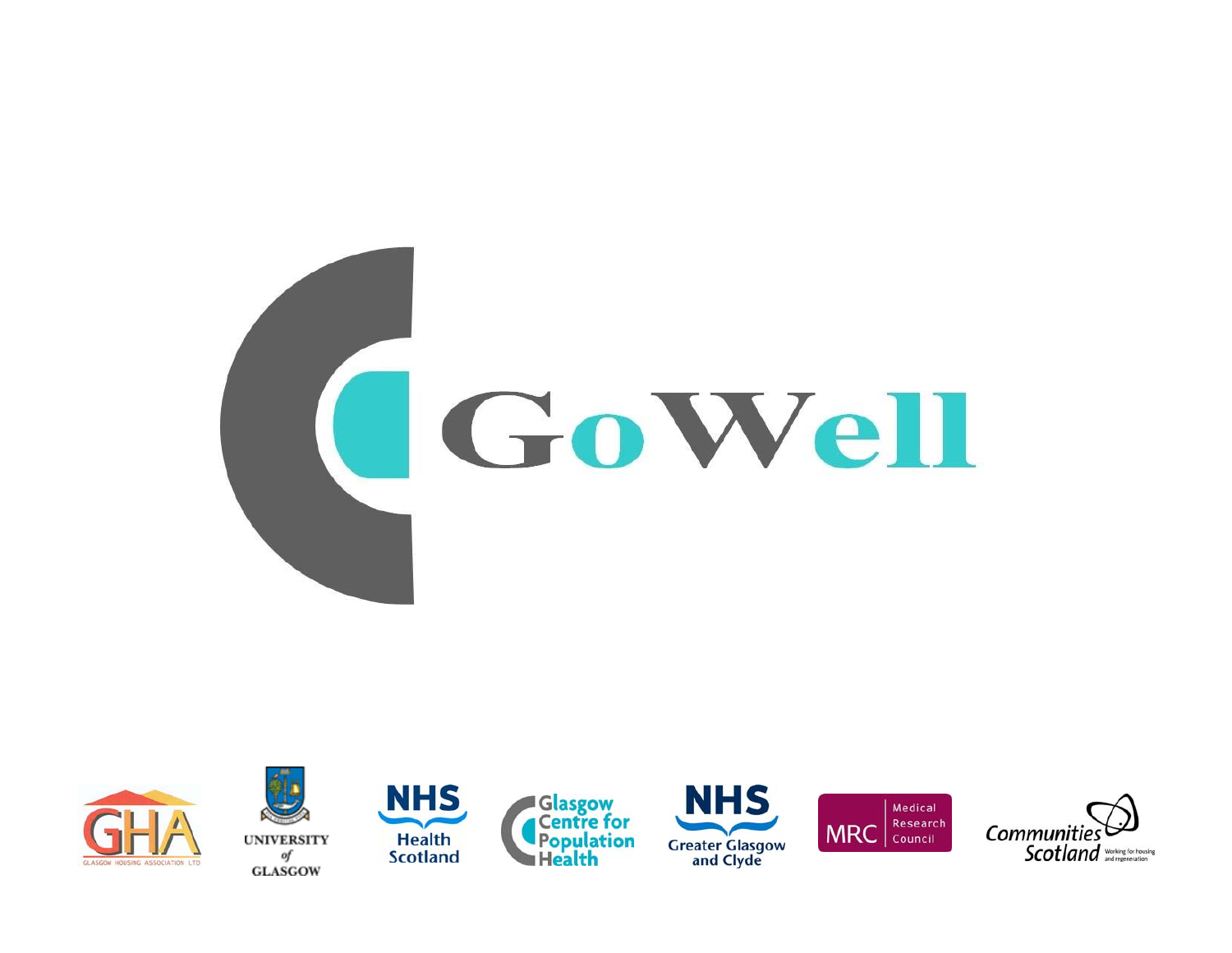# GoWell

GHA GLASGOW HOUSING ASSOCIATION LTD

UNIVERSITY of GLASGOW

NHS Health Scotland

Glasgow Centre for Population Health

NHS Greater Glasgow and Clyde

MRC Medical Research Council

Communities Scotland Working for housing and regeneration